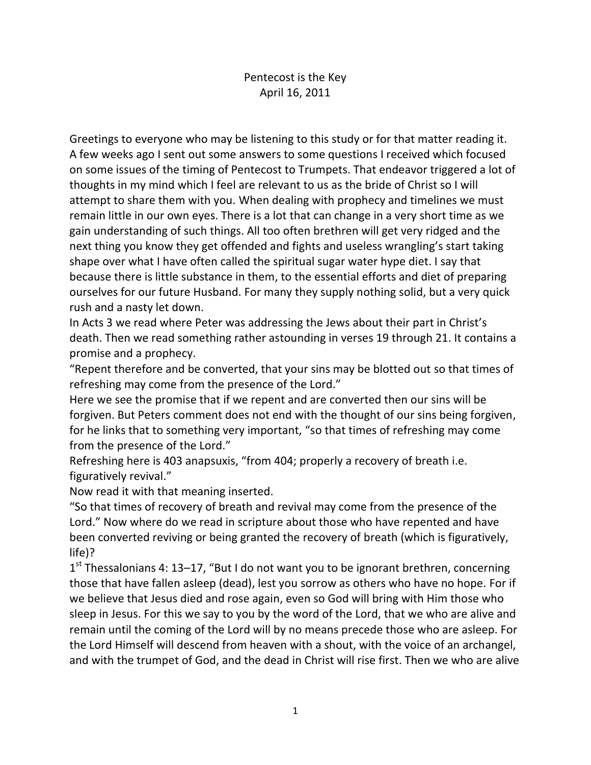# Pentecost is the Key
## April 16, 2011

Greetings to everyone who may be listening to this study or for that matter reading it. A few weeks ago I sent out some answers to some questions I received which focused on some issues of the timing of Pentecost to Trumpets. That endeavor triggered a lot of thoughts in my mind which I feel are relevant to us as the bride of Christ so I will attempt to share them with you. When dealing with prophecy and timelines we must remain little in our own eyes. There is a lot that can change in a very short time as we gain understanding of such things. All too often brethren will get very ridged and the next thing you know they get offended and fights and useless wrangling's start taking shape over what I have often called the spiritual sugar water hype diet. I say that because there is little substance in them, to the essential efforts and diet of preparing ourselves for our future Husband. For many they supply nothing solid, but a very quick rush and a nasty let down.

In Acts 3 we read where Peter was addressing the Jews about their part in Christ's death. Then we read something rather astounding in verses 19 through 21. It contains a promise and a prophecy.

"Repent therefore and be converted, that your sins may be blotted out so that times of refreshing may come from the presence of the Lord."

Here we see the promise that if we repent and are converted then our sins will be forgiven. But Peters comment does not end with the thought of our sins being forgiven, for he links that to something very important, "so that times of refreshing may come from the presence of the Lord."

Refreshing here is 403 anapsuxis, "from 404; properly a recovery of breath i.e. figuratively revival."

Now read it with that meaning inserted.

"So that times of recovery of breath and revival may come from the presence of the Lord." Now where do we read in scripture about those who have repented and have been converted reviving or being granted the recovery of breath (which is figuratively, life)?

1st Thessalonians 4: 13–17, "But I do not want you to be ignorant brethren, concerning those that have fallen asleep (dead), lest you sorrow as others who have no hope. For if we believe that Jesus died and rose again, even so God will bring with Him those who sleep in Jesus. For this we say to you by the word of the Lord, that we who are alive and remain until the coming of the Lord will by no means precede those who are asleep. For the Lord Himself will descend from heaven with a shout, with the voice of an archangel, and with the trumpet of God, and the dead in Christ will rise first. Then we who are alive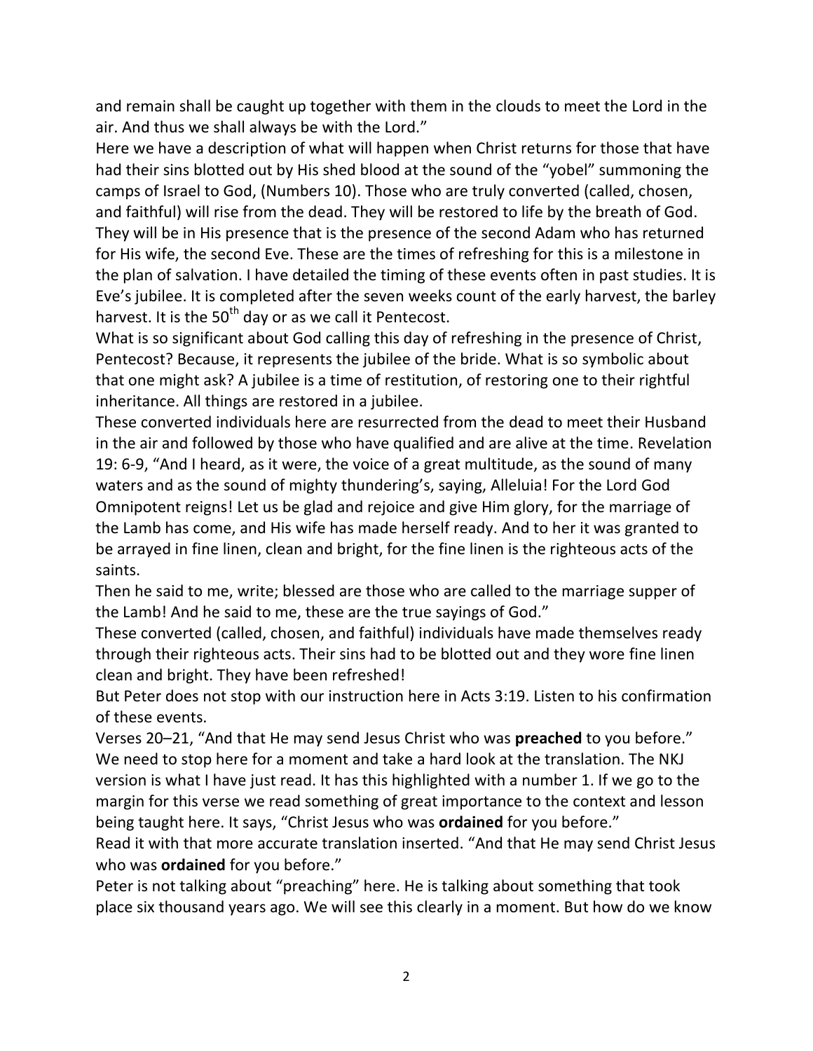and remain shall be caught up together with them in the clouds to meet the Lord in the air. And thus we shall always be with the Lord."

Here we have a description of what will happen when Christ returns for those that have had their sins blotted out by His shed blood at the sound of the "yobel" summoning the camps of Israel to God, (Numbers 10). Those who are truly converted (called, chosen, and faithful) will rise from the dead. They will be restored to life by the breath of God. They will be in His presence that is the presence of the second Adam who has returned for His wife, the second Eve. These are the times of refreshing for this is a milestone in the plan of salvation. I have detailed the timing of these events often in past studies. It is Eve's jubilee. It is completed after the seven weeks count of the early harvest, the barley harvest. It is the 50th day or as we call it Pentecost.

What is so significant about God calling this day of refreshing in the presence of Christ, Pentecost? Because, it represents the jubilee of the bride. What is so symbolic about that one might ask? A jubilee is a time of restitution, of restoring one to their rightful inheritance. All things are restored in a jubilee.

These converted individuals here are resurrected from the dead to meet their Husband in the air and followed by those who have qualified and are alive at the time. Revelation 19: 6-9, "And I heard, as it were, the voice of a great multitude, as the sound of many waters and as the sound of mighty thundering's, saying, Alleluia! For the Lord God Omnipotent reigns! Let us be glad and rejoice and give Him glory, for the marriage of the Lamb has come, and His wife has made herself ready. And to her it was granted to be arrayed in fine linen, clean and bright, for the fine linen is the righteous acts of the saints.

Then he said to me, write; blessed are those who are called to the marriage supper of the Lamb! And he said to me, these are the true sayings of God."

These converted (called, chosen, and faithful) individuals have made themselves ready through their righteous acts. Their sins had to be blotted out and they wore fine linen clean and bright. They have been refreshed!

But Peter does not stop with our instruction here in Acts 3:19. Listen to his confirmation of these events.

Verses 20–21, "And that He may send Jesus Christ who was **preached** to you before." We need to stop here for a moment and take a hard look at the translation. The NKJ version is what I have just read. It has this highlighted with a number 1. If we go to the margin for this verse we read something of great importance to the context and lesson being taught here. It says, "Christ Jesus who was **ordained** for you before."

Read it with that more accurate translation inserted. "And that He may send Christ Jesus who was **ordained** for you before."

Peter is not talking about "preaching" here. He is talking about something that took place six thousand years ago. We will see this clearly in a moment. But how do we know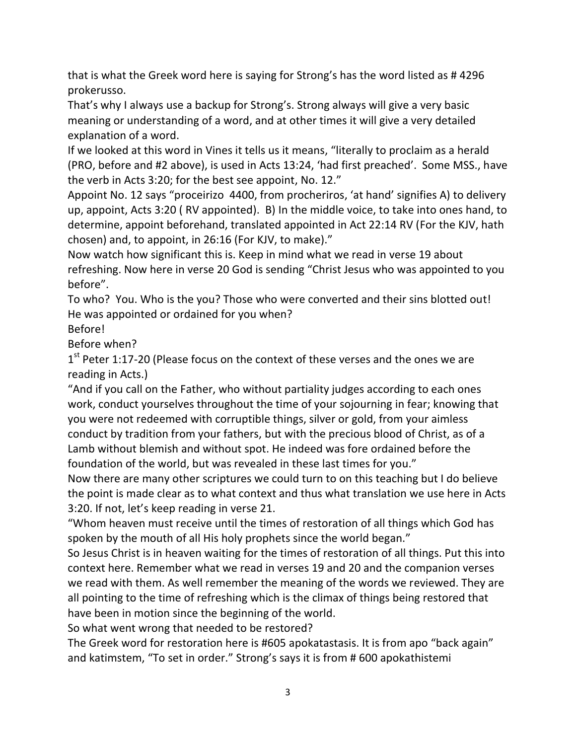that is what the Greek word here is saying for Strong's has the word listed as # 4296 prokerusso.

That's why I always use a backup for Strong's. Strong always will give a very basic meaning or understanding of a word, and at other times it will give a very detailed explanation of a word.

If we looked at this word in Vines it tells us it means, "literally to proclaim as a herald (PRO, before and #2 above), is used in Acts 13:24, 'had first preached'. Some MSS., have the verb in Acts 3:20; for the best see appoint, No. 12."

Appoint No. 12 says "proceirizo 4400, from procheriros, 'at hand' signifies A) to delivery up, appoint, Acts 3:20 ( RV appointed). B) In the middle voice, to take into ones hand, to determine, appoint beforehand, translated appointed in Act 22:14 RV (For the KJV, hath chosen) and, to appoint, in 26:16 (For KJV, to make)."

Now watch how significant this is. Keep in mind what we read in verse 19 about refreshing. Now here in verse 20 God is sending "Christ Jesus who was appointed to you before".

To who? You. Who is the you? Those who were converted and their sins blotted out! He was appointed or ordained for you when?

Before!

Before when?

1st Peter 1:17-20 (Please focus on the context of these verses and the ones we are reading in Acts.)

"And if you call on the Father, who without partiality judges according to each ones work, conduct yourselves throughout the time of your sojourning in fear; knowing that you were not redeemed with corruptible things, silver or gold, from your aimless conduct by tradition from your fathers, but with the precious blood of Christ, as of a Lamb without blemish and without spot. He indeed was fore ordained before the foundation of the world, but was revealed in these last times for you."

Now there are many other scriptures we could turn to on this teaching but I do believe the point is made clear as to what context and thus what translation we use here in Acts 3:20. If not, let's keep reading in verse 21.

"Whom heaven must receive until the times of restoration of all things which God has spoken by the mouth of all His holy prophets since the world began."

So Jesus Christ is in heaven waiting for the times of restoration of all things. Put this into context here. Remember what we read in verses 19 and 20 and the companion verses we read with them. As well remember the meaning of the words we reviewed. They are all pointing to the time of refreshing which is the climax of things being restored that have been in motion since the beginning of the world.

So what went wrong that needed to be restored?

The Greek word for restoration here is #605 apokatastasis. It is from apo "back again" and katimstem, "To set in order." Strong's says it is from # 600 apokathistemi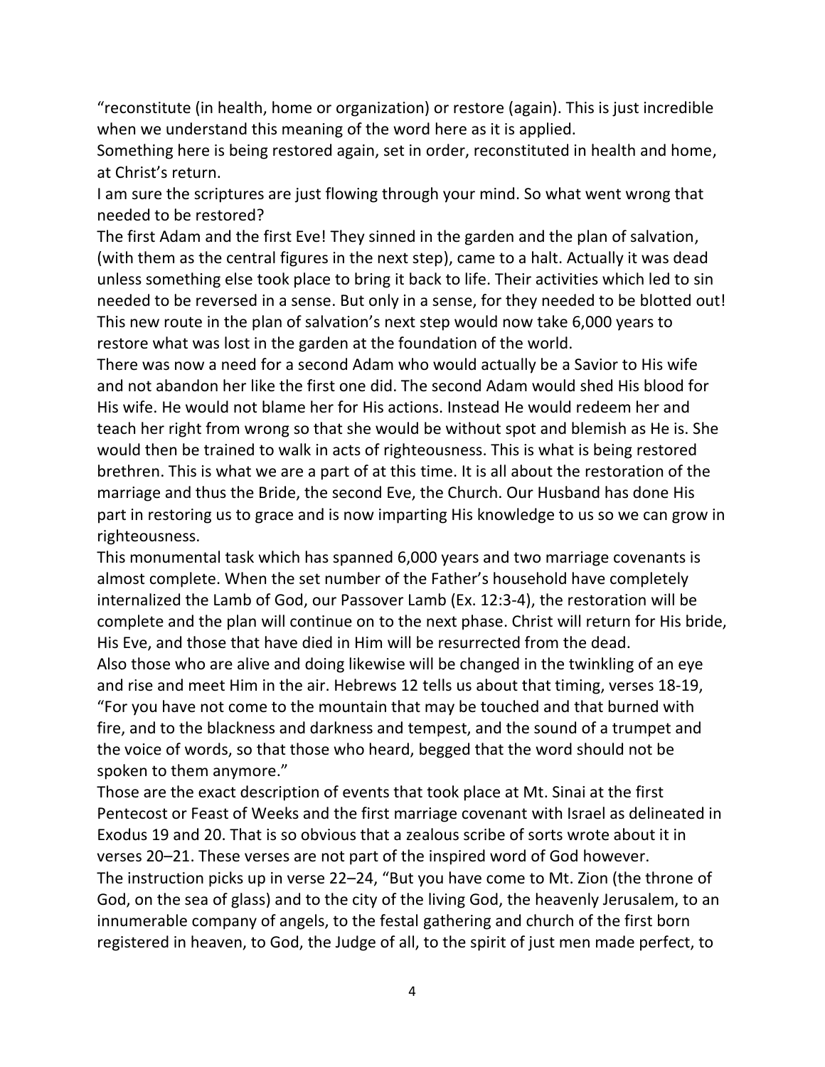"reconstitute (in health, home or organization) or restore (again). This is just incredible when we understand this meaning of the word here as it is applied.

Something here is being restored again, set in order, reconstituted in health and home, at Christ's return.

I am sure the scriptures are just flowing through your mind. So what went wrong that needed to be restored?

The first Adam and the first Eve! They sinned in the garden and the plan of salvation, (with them as the central figures in the next step), came to a halt. Actually it was dead unless something else took place to bring it back to life. Their activities which led to sin needed to be reversed in a sense. But only in a sense, for they needed to be blotted out! This new route in the plan of salvation's next step would now take 6,000 years to restore what was lost in the garden at the foundation of the world.

There was now a need for a second Adam who would actually be a Savior to His wife and not abandon her like the first one did. The second Adam would shed His blood for His wife. He would not blame her for His actions. Instead He would redeem her and teach her right from wrong so that she would be without spot and blemish as He is. She would then be trained to walk in acts of righteousness. This is what is being restored brethren. This is what we are a part of at this time. It is all about the restoration of the marriage and thus the Bride, the second Eve, the Church. Our Husband has done His part in restoring us to grace and is now imparting His knowledge to us so we can grow in righteousness.

This monumental task which has spanned 6,000 years and two marriage covenants is almost complete. When the set number of the Father's household have completely internalized the Lamb of God, our Passover Lamb (Ex. 12:3-4), the restoration will be complete and the plan will continue on to the next phase. Christ will return for His bride, His Eve, and those that have died in Him will be resurrected from the dead.

Also those who are alive and doing likewise will be changed in the twinkling of an eye and rise and meet Him in the air. Hebrews 12 tells us about that timing, verses 18-19, "For you have not come to the mountain that may be touched and that burned with fire, and to the blackness and darkness and tempest, and the sound of a trumpet and the voice of words, so that those who heard, begged that the word should not be spoken to them anymore."

Those are the exact description of events that took place at Mt. Sinai at the first Pentecost or Feast of Weeks and the first marriage covenant with Israel as delineated in Exodus 19 and 20. That is so obvious that a zealous scribe of sorts wrote about it in verses 20–21. These verses are not part of the inspired word of God however.

The instruction picks up in verse 22–24, "But you have come to Mt. Zion (the throne of God, on the sea of glass) and to the city of the living God, the heavenly Jerusalem, to an innumerable company of angels, to the festal gathering and church of the first born registered in heaven, to God, the Judge of all, to the spirit of just men made perfect, to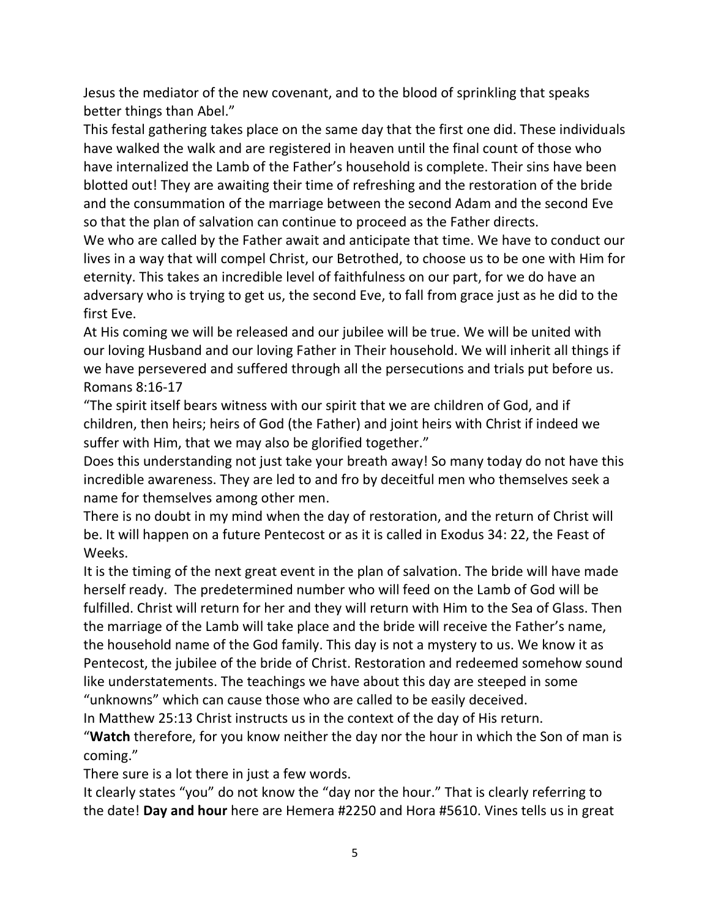Jesus the mediator of the new covenant, and to the blood of sprinkling that speaks better things than Abel."

This festal gathering takes place on the same day that the first one did. These individuals have walked the walk and are registered in heaven until the final count of those who have internalized the Lamb of the Father's household is complete. Their sins have been blotted out! They are awaiting their time of refreshing and the restoration of the bride and the consummation of the marriage between the second Adam and the second Eve so that the plan of salvation can continue to proceed as the Father directs.

We who are called by the Father await and anticipate that time. We have to conduct our lives in a way that will compel Christ, our Betrothed, to choose us to be one with Him for eternity. This takes an incredible level of faithfulness on our part, for we do have an adversary who is trying to get us, the second Eve, to fall from grace just as he did to the first Eve.

At His coming we will be released and our jubilee will be true. We will be united with our loving Husband and our loving Father in Their household. We will inherit all things if we have persevered and suffered through all the persecutions and trials put before us.

Romans 8:16-17

"The spirit itself bears witness with our spirit that we are children of God, and if children, then heirs; heirs of God (the Father) and joint heirs with Christ if indeed we suffer with Him, that we may also be glorified together."

Does this understanding not just take your breath away! So many today do not have this incredible awareness. They are led to and fro by deceitful men who themselves seek a name for themselves among other men.

There is no doubt in my mind when the day of restoration, and the return of Christ will be. It will happen on a future Pentecost or as it is called in Exodus 34: 22, the Feast of Weeks.

It is the timing of the next great event in the plan of salvation. The bride will have made herself ready. The predetermined number who will feed on the Lamb of God will be fulfilled. Christ will return for her and they will return with Him to the Sea of Glass. Then the marriage of the Lamb will take place and the bride will receive the Father's name, the household name of the God family. This day is not a mystery to us. We know it as Pentecost, the jubilee of the bride of Christ. Restoration and redeemed somehow sound like understatements. The teachings we have about this day are steeped in some "unknowns" which can cause those who are called to be easily deceived.

In Matthew 25:13 Christ instructs us in the context of the day of His return.

"**Watch** therefore, for you know neither the day nor the hour in which the Son of man is coming."

There sure is a lot there in just a few words.

It clearly states "you" do not know the "day nor the hour." That is clearly referring to the date! **Day and hour** here are Hemera #2250 and Hora #5610. Vines tells us in great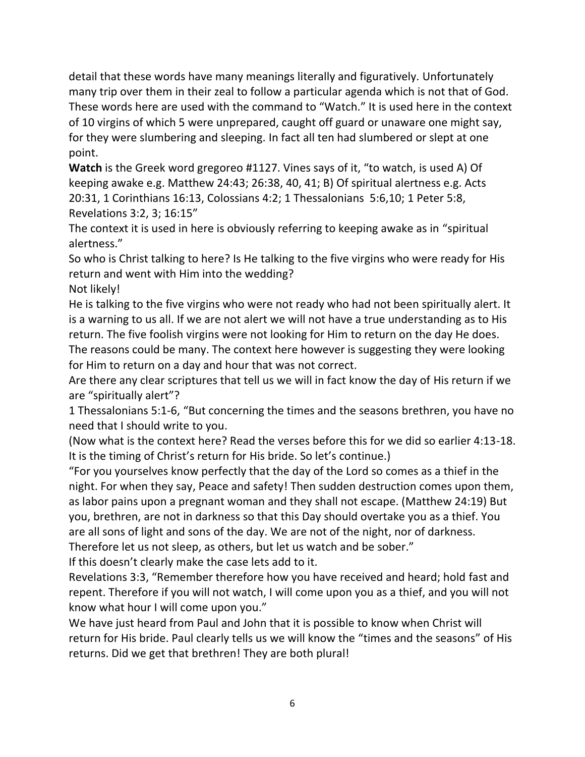detail that these words have many meanings literally and figuratively. Unfortunately many trip over them in their zeal to follow a particular agenda which is not that of God. These words here are used with the command to "Watch." It is used here in the context of 10 virgins of which 5 were unprepared, caught off guard or unaware one might say, for they were slumbering and sleeping. In fact all ten had slumbered or slept at one point.

**Watch** is the Greek word gregoreo #1127. Vines says of it, "to watch, is used A) Of keeping awake e.g. Matthew 24:43; 26:38, 40, 41; B) Of spiritual alertness e.g. Acts 20:31, 1 Corinthians 16:13, Colossians 4:2; 1 Thessalonians 5:6,10; 1 Peter 5:8, Revelations 3:2, 3; 16:15"

The context it is used in here is obviously referring to keeping awake as in "spiritual alertness."

So who is Christ talking to here? Is He talking to the five virgins who were ready for His return and went with Him into the wedding?

Not likely!

He is talking to the five virgins who were not ready who had not been spiritually alert. It is a warning to us all. If we are not alert we will not have a true understanding as to His return. The five foolish virgins were not looking for Him to return on the day He does. The reasons could be many. The context here however is suggesting they were looking for Him to return on a day and hour that was not correct.

Are there any clear scriptures that tell us we will in fact know the day of His return if we are "spiritually alert"?

1 Thessalonians 5:1-6, "But concerning the times and the seasons brethren, you have no need that I should write to you.

(Now what is the context here? Read the verses before this for we did so earlier 4:13-18. It is the timing of Christ's return for His bride. So let's continue.)

"For you yourselves know perfectly that the day of the Lord so comes as a thief in the night. For when they say, Peace and safety! Then sudden destruction comes upon them, as labor pains upon a pregnant woman and they shall not escape. (Matthew 24:19) But you, brethren, are not in darkness so that this Day should overtake you as a thief. You are all sons of light and sons of the day. We are not of the night, nor of darkness. Therefore let us not sleep, as others, but let us watch and be sober."

If this doesn't clearly make the case lets add to it.

Revelations 3:3, "Remember therefore how you have received and heard; hold fast and repent. Therefore if you will not watch, I will come upon you as a thief, and you will not know what hour I will come upon you."

We have just heard from Paul and John that it is possible to know when Christ will return for His bride. Paul clearly tells us we will know the "times and the seasons" of His returns. Did we get that brethren! They are both plural!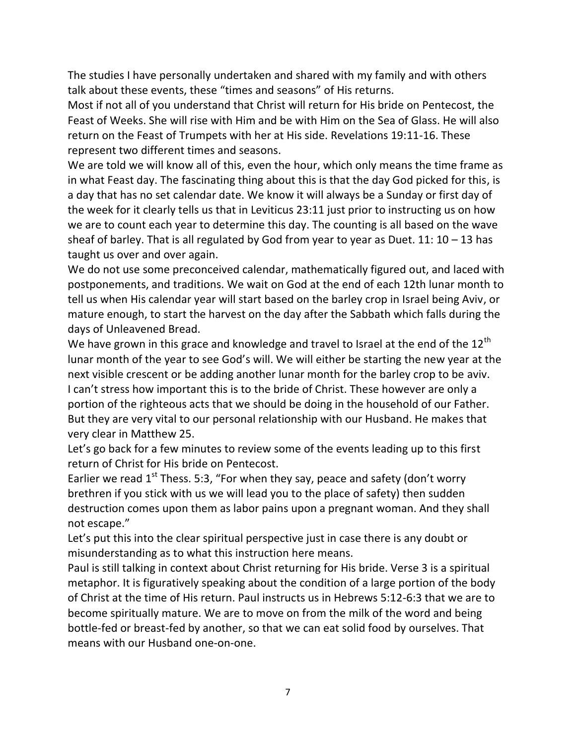The studies I have personally undertaken and shared with my family and with others talk about these events, these "times and seasons" of His returns.

Most if not all of you understand that Christ will return for His bride on Pentecost, the Feast of Weeks. She will rise with Him and be with Him on the Sea of Glass. He will also return on the Feast of Trumpets with her at His side. Revelations 19:11-16. These represent two different times and seasons.

We are told we will know all of this, even the hour, which only means the time frame as in what Feast day. The fascinating thing about this is that the day God picked for this, is a day that has no set calendar date. We know it will always be a Sunday or first day of the week for it clearly tells us that in Leviticus 23:11 just prior to instructing us on how we are to count each year to determine this day. The counting is all based on the wave sheaf of barley. That is all regulated by God from year to year as Duet. 11: 10 – 13 has taught us over and over again.

We do not use some preconceived calendar, mathematically figured out, and laced with postponements, and traditions. We wait on God at the end of each 12th lunar month to tell us when His calendar year will start based on the barley crop in Israel being Aviv, or mature enough, to start the harvest on the day after the Sabbath which falls during the days of Unleavened Bread.

We have grown in this grace and knowledge and travel to Israel at the end of the 12th lunar month of the year to see God's will. We will either be starting the new year at the next visible crescent or be adding another lunar month for the barley crop to be aviv.

I can't stress how important this is to the bride of Christ. These however are only a portion of the righteous acts that we should be doing in the household of our Father. But they are very vital to our personal relationship with our Husband. He makes that very clear in Matthew 25.

Let's go back for a few minutes to review some of the events leading up to this first return of Christ for His bride on Pentecost.

Earlier we read 1st Thess. 5:3, "For when they say, peace and safety (don't worry brethren if you stick with us we will lead you to the place of safety) then sudden destruction comes upon them as labor pains upon a pregnant woman. And they shall not escape."

Let's put this into the clear spiritual perspective just in case there is any doubt or misunderstanding as to what this instruction here means.

Paul is still talking in context about Christ returning for His bride. Verse 3 is a spiritual metaphor. It is figuratively speaking about the condition of a large portion of the body of Christ at the time of His return. Paul instructs us in Hebrews 5:12-6:3 that we are to become spiritually mature. We are to move on from the milk of the word and being bottle-fed or breast-fed by another, so that we can eat solid food by ourselves. That means with our Husband one-on-one.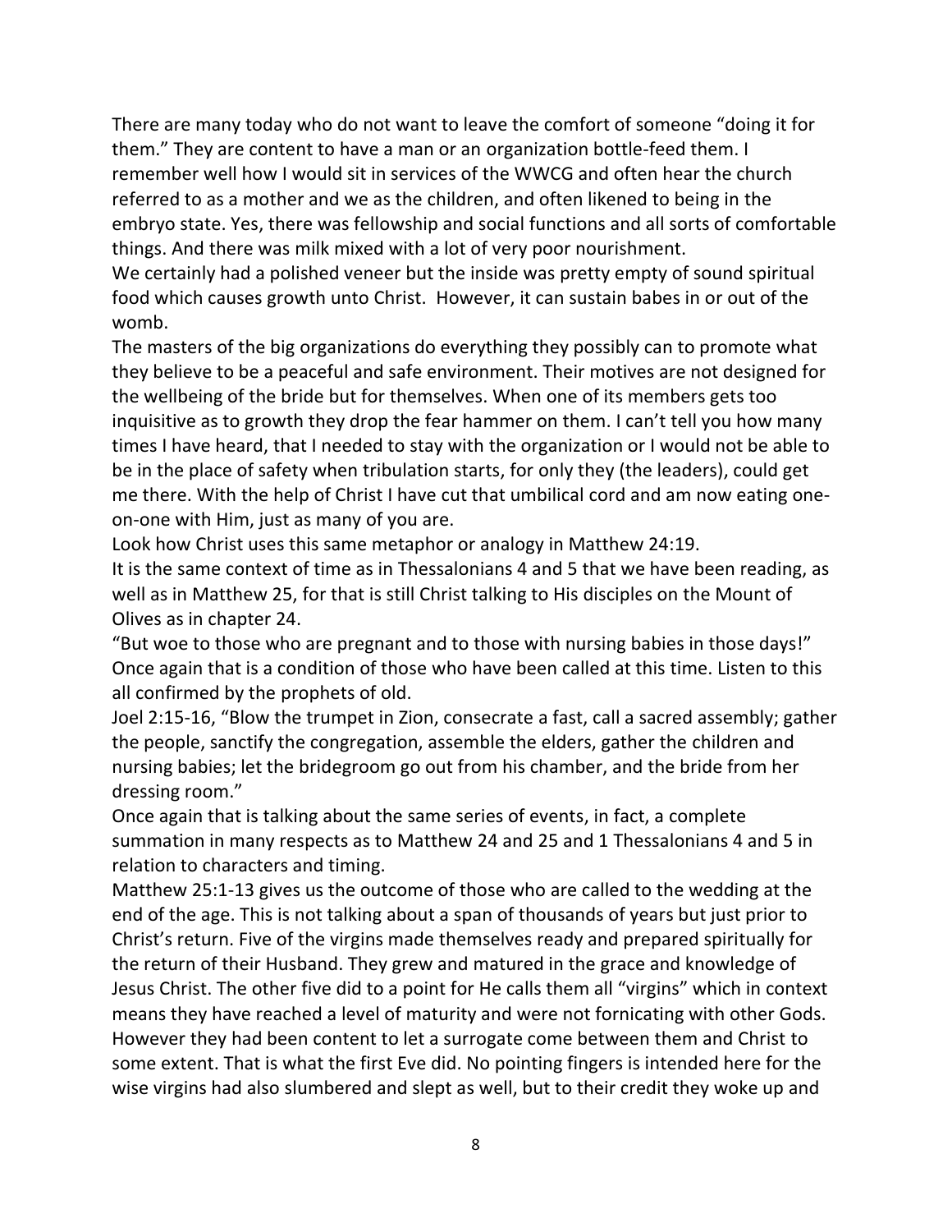There are many today who do not want to leave the comfort of someone "doing it for them." They are content to have a man or an organization bottle-feed them. I remember well how I would sit in services of the WWCG and often hear the church referred to as a mother and we as the children, and often likened to being in the embryo state. Yes, there was fellowship and social functions and all sorts of comfortable things. And there was milk mixed with a lot of very poor nourishment.

We certainly had a polished veneer but the inside was pretty empty of sound spiritual food which causes growth unto Christ. However, it can sustain babes in or out of the womb.

The masters of the big organizations do everything they possibly can to promote what they believe to be a peaceful and safe environment. Their motives are not designed for the wellbeing of the bride but for themselves. When one of its members gets too inquisitive as to growth they drop the fear hammer on them. I can't tell you how many times I have heard, that I needed to stay with the organization or I would not be able to be in the place of safety when tribulation starts, for only they (the leaders), could get me there. With the help of Christ I have cut that umbilical cord and am now eating one-on-one with Him, just as many of you are.

Look how Christ uses this same metaphor or analogy in Matthew 24:19.

It is the same context of time as in Thessalonians 4 and 5 that we have been reading, as well as in Matthew 25, for that is still Christ talking to His disciples on the Mount of Olives as in chapter 24.

"But woe to those who are pregnant and to those with nursing babies in those days!" Once again that is a condition of those who have been called at this time. Listen to this all confirmed by the prophets of old.

Joel 2:15-16, "Blow the trumpet in Zion, consecrate a fast, call a sacred assembly; gather the people, sanctify the congregation, assemble the elders, gather the children and nursing babies; let the bridegroom go out from his chamber, and the bride from her dressing room."

Once again that is talking about the same series of events, in fact, a complete summation in many respects as to Matthew 24 and 25 and 1 Thessalonians 4 and 5 in relation to characters and timing.

Matthew 25:1-13 gives us the outcome of those who are called to the wedding at the end of the age. This is not talking about a span of thousands of years but just prior to Christ's return. Five of the virgins made themselves ready and prepared spiritually for the return of their Husband. They grew and matured in the grace and knowledge of Jesus Christ. The other five did to a point for He calls them all "virgins" which in context means they have reached a level of maturity and were not fornicating with other Gods. However they had been content to let a surrogate come between them and Christ to some extent. That is what the first Eve did. No pointing fingers is intended here for the wise virgins had also slumbered and slept as well, but to their credit they woke up and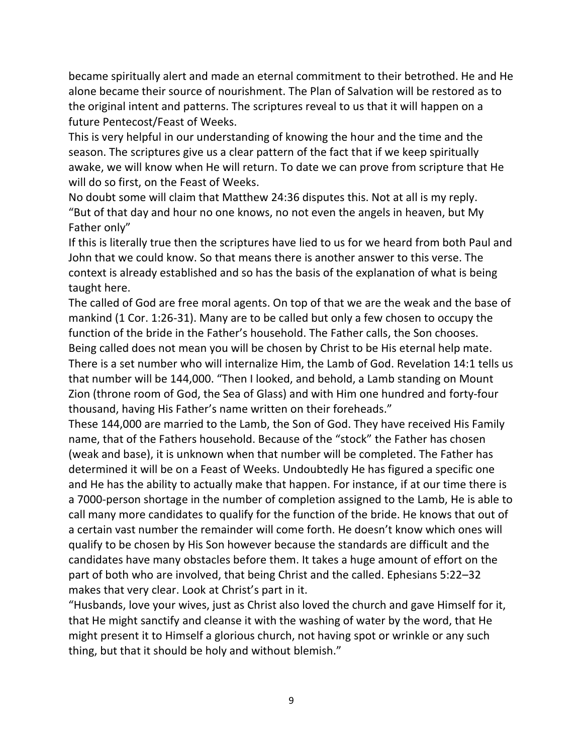became spiritually alert and made an eternal commitment to their betrothed. He and He alone became their source of nourishment. The Plan of Salvation will be restored as to the original intent and patterns. The scriptures reveal to us that it will happen on a future Pentecost/Feast of Weeks.

This is very helpful in our understanding of knowing the hour and the time and the season. The scriptures give us a clear pattern of the fact that if we keep spiritually awake, we will know when He will return. To date we can prove from scripture that He will do so first, on the Feast of Weeks.

No doubt some will claim that Matthew 24:36 disputes this. Not at all is my reply. "But of that day and hour no one knows, no not even the angels in heaven, but My Father only"

If this is literally true then the scriptures have lied to us for we heard from both Paul and John that we could know. So that means there is another answer to this verse. The context is already established and so has the basis of the explanation of what is being taught here.

The called of God are free moral agents. On top of that we are the weak and the base of mankind (1 Cor. 1:26-31). Many are to be called but only a few chosen to occupy the function of the bride in the Father's household. The Father calls, the Son chooses. Being called does not mean you will be chosen by Christ to be His eternal help mate. There is a set number who will internalize Him, the Lamb of God. Revelation 14:1 tells us that number will be 144,000. "Then I looked, and behold, a Lamb standing on Mount Zion (throne room of God, the Sea of Glass) and with Him one hundred and forty-four thousand, having His Father's name written on their foreheads."

These 144,000 are married to the Lamb, the Son of God. They have received His Family name, that of the Fathers household. Because of the "stock" the Father has chosen (weak and base), it is unknown when that number will be completed. The Father has determined it will be on a Feast of Weeks. Undoubtedly He has figured a specific one and He has the ability to actually make that happen. For instance, if at our time there is a 7000-person shortage in the number of completion assigned to the Lamb, He is able to call many more candidates to qualify for the function of the bride. He knows that out of a certain vast number the remainder will come forth. He doesn't know which ones will qualify to be chosen by His Son however because the standards are difficult and the candidates have many obstacles before them. It takes a huge amount of effort on the part of both who are involved, that being Christ and the called. Ephesians 5:22–32 makes that very clear. Look at Christ's part in it.

"Husbands, love your wives, just as Christ also loved the church and gave Himself for it, that He might sanctify and cleanse it with the washing of water by the word, that He might present it to Himself a glorious church, not having spot or wrinkle or any such thing, but that it should be holy and without blemish."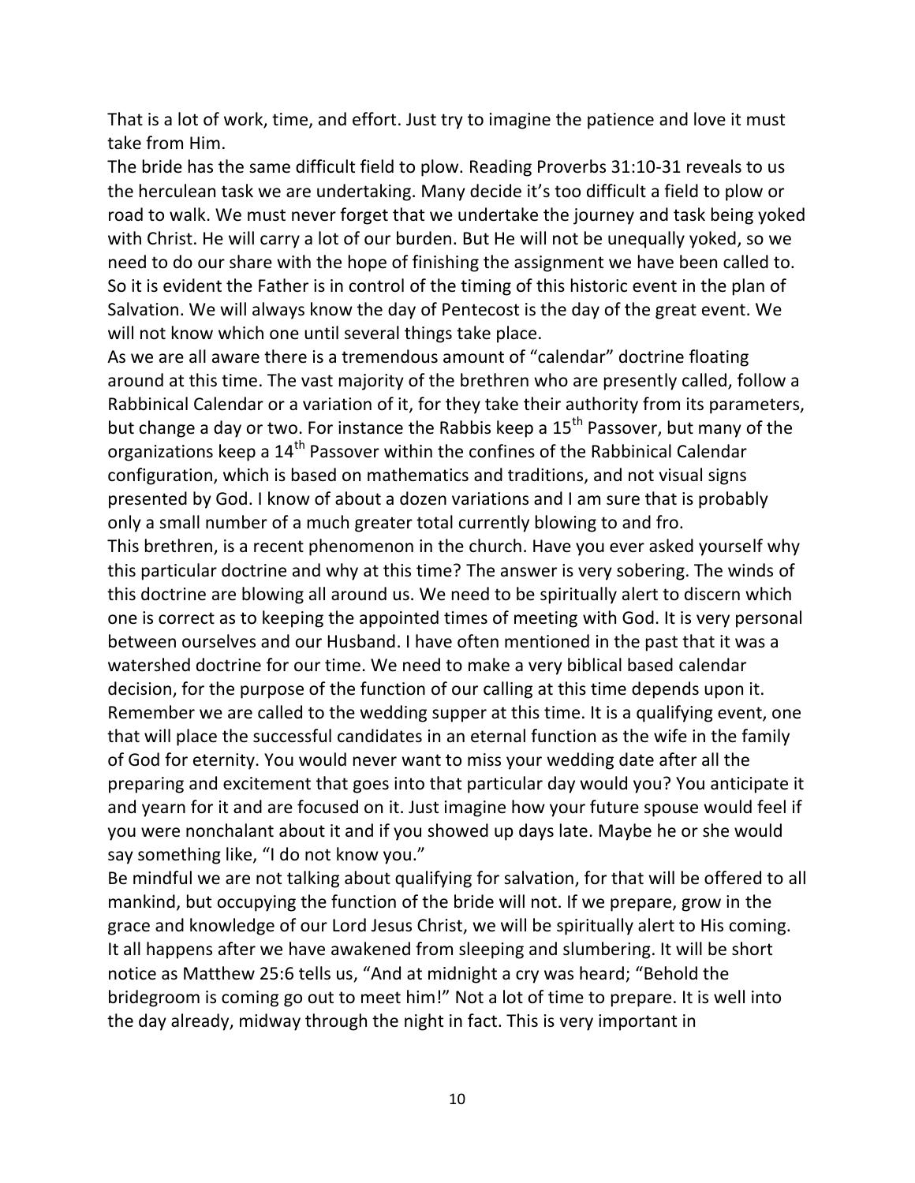That is a lot of work, time, and effort. Just try to imagine the patience and love it must take from Him.

The bride has the same difficult field to plow. Reading Proverbs 31:10-31 reveals to us the herculean task we are undertaking. Many decide it's too difficult a field to plow or road to walk. We must never forget that we undertake the journey and task being yoked with Christ. He will carry a lot of our burden. But He will not be unequally yoked, so we need to do our share with the hope of finishing the assignment we have been called to. So it is evident the Father is in control of the timing of this historic event in the plan of Salvation. We will always know the day of Pentecost is the day of the great event. We will not know which one until several things take place.

As we are all aware there is a tremendous amount of "calendar" doctrine floating around at this time. The vast majority of the brethren who are presently called, follow a Rabbinical Calendar or a variation of it, for they take their authority from its parameters, but change a day or two. For instance the Rabbis keep a 15th Passover, but many of the organizations keep a 14th Passover within the confines of the Rabbinical Calendar configuration, which is based on mathematics and traditions, and not visual signs presented by God. I know of about a dozen variations and I am sure that is probably only a small number of a much greater total currently blowing to and fro.

This brethren, is a recent phenomenon in the church. Have you ever asked yourself why this particular doctrine and why at this time? The answer is very sobering. The winds of this doctrine are blowing all around us. We need to be spiritually alert to discern which one is correct as to keeping the appointed times of meeting with God. It is very personal between ourselves and our Husband. I have often mentioned in the past that it was a watershed doctrine for our time. We need to make a very biblical based calendar decision, for the purpose of the function of our calling at this time depends upon it. Remember we are called to the wedding supper at this time. It is a qualifying event, one that will place the successful candidates in an eternal function as the wife in the family of God for eternity. You would never want to miss your wedding date after all the preparing and excitement that goes into that particular day would you? You anticipate it and yearn for it and are focused on it. Just imagine how your future spouse would feel if you were nonchalant about it and if you showed up days late. Maybe he or she would say something like, "I do not know you."

Be mindful we are not talking about qualifying for salvation, for that will be offered to all mankind, but occupying the function of the bride will not. If we prepare, grow in the grace and knowledge of our Lord Jesus Christ, we will be spiritually alert to His coming. It all happens after we have awakened from sleeping and slumbering. It will be short notice as Matthew 25:6 tells us, "And at midnight a cry was heard; "Behold the bridegroom is coming go out to meet him!" Not a lot of time to prepare. It is well into the day already, midway through the night in fact. This is very important in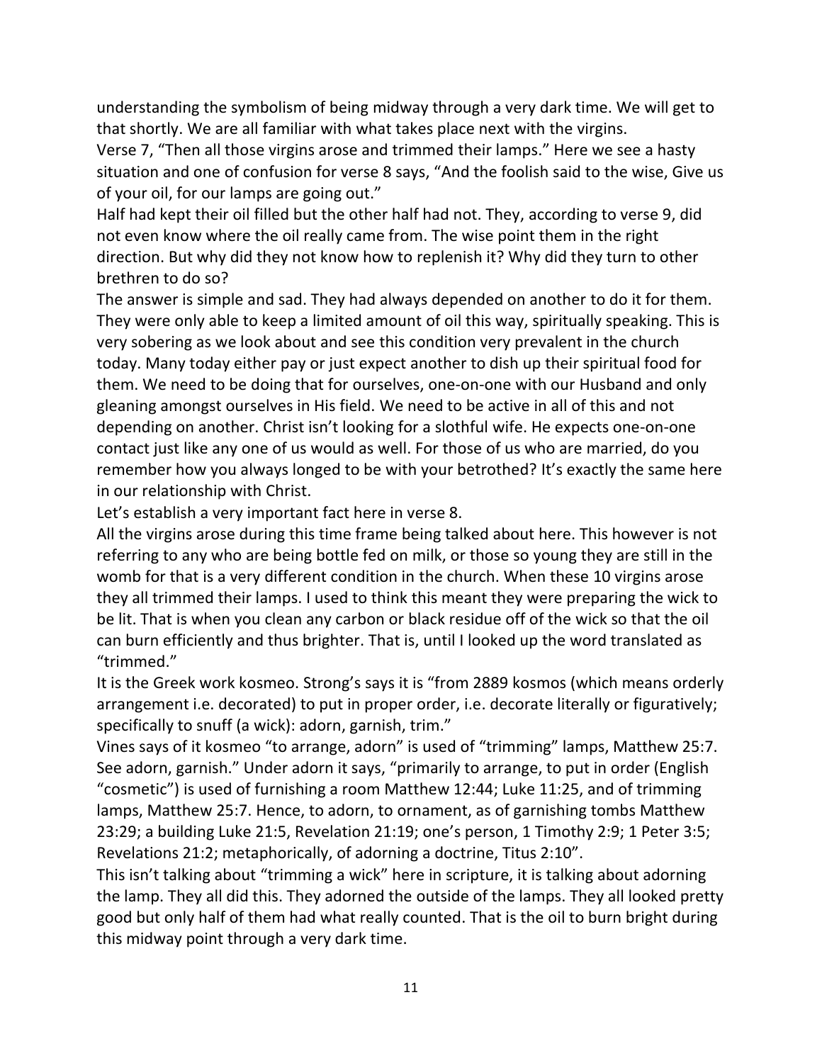understanding the symbolism of being midway through a very dark time. We will get to that shortly. We are all familiar with what takes place next with the virgins.

Verse 7, "Then all those virgins arose and trimmed their lamps." Here we see a hasty situation and one of confusion for verse 8 says, "And the foolish said to the wise, Give us of your oil, for our lamps are going out."

Half had kept their oil filled but the other half had not. They, according to verse 9, did not even know where the oil really came from. The wise point them in the right direction. But why did they not know how to replenish it? Why did they turn to other brethren to do so?

The answer is simple and sad. They had always depended on another to do it for them. They were only able to keep a limited amount of oil this way, spiritually speaking. This is very sobering as we look about and see this condition very prevalent in the church today. Many today either pay or just expect another to dish up their spiritual food for them. We need to be doing that for ourselves, one-on-one with our Husband and only gleaning amongst ourselves in His field. We need to be active in all of this and not depending on another. Christ isn't looking for a slothful wife. He expects one-on-one contact just like any one of us would as well. For those of us who are married, do you remember how you always longed to be with your betrothed? It's exactly the same here in our relationship with Christ.

Let's establish a very important fact here in verse 8.

All the virgins arose during this time frame being talked about here. This however is not referring to any who are being bottle fed on milk, or those so young they are still in the womb for that is a very different condition in the church. When these 10 virgins arose they all trimmed their lamps. I used to think this meant they were preparing the wick to be lit. That is when you clean any carbon or black residue off of the wick so that the oil can burn efficiently and thus brighter. That is, until I looked up the word translated as "trimmed."

It is the Greek work kosmeo. Strong's says it is "from 2889 kosmos (which means orderly arrangement i.e. decorated) to put in proper order, i.e. decorate literally or figuratively; specifically to snuff (a wick): adorn, garnish, trim."

Vines says of it kosmeo "to arrange, adorn" is used of "trimming" lamps, Matthew 25:7. See adorn, garnish." Under adorn it says, "primarily to arrange, to put in order (English "cosmetic") is used of furnishing a room Matthew 12:44; Luke 11:25, and of trimming lamps, Matthew 25:7. Hence, to adorn, to ornament, as of garnishing tombs Matthew 23:29; a building Luke 21:5, Revelation 21:19; one's person, 1 Timothy 2:9; 1 Peter 3:5; Revelations 21:2; metaphorically, of adorning a doctrine, Titus 2:10".

This isn't talking about "trimming a wick" here in scripture, it is talking about adorning the lamp. They all did this. They adorned the outside of the lamps. They all looked pretty good but only half of them had what really counted. That is the oil to burn bright during this midway point through a very dark time.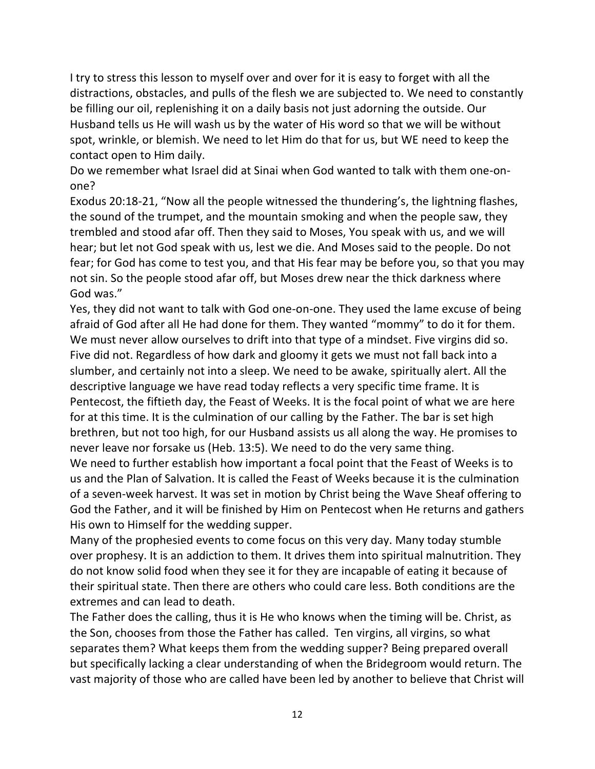I try to stress this lesson to myself over and over for it is easy to forget with all the distractions, obstacles, and pulls of the flesh we are subjected to. We need to constantly be filling our oil, replenishing it on a daily basis not just adorning the outside. Our Husband tells us He will wash us by the water of His word so that we will be without spot, wrinkle, or blemish. We need to let Him do that for us, but WE need to keep the contact open to Him daily.

Do we remember what Israel did at Sinai when God wanted to talk with them one-on-one?

Exodus 20:18-21, "Now all the people witnessed the thundering's, the lightning flashes, the sound of the trumpet, and the mountain smoking and when the people saw, they trembled and stood afar off. Then they said to Moses, You speak with us, and we will hear; but let not God speak with us, lest we die. And Moses said to the people. Do not fear; for God has come to test you, and that His fear may be before you, so that you may not sin. So the people stood afar off, but Moses drew near the thick darkness where God was."

Yes, they did not want to talk with God one-on-one. They used the lame excuse of being afraid of God after all He had done for them. They wanted "mommy" to do it for them. We must never allow ourselves to drift into that type of a mindset. Five virgins did so. Five did not. Regardless of how dark and gloomy it gets we must not fall back into a slumber, and certainly not into a sleep. We need to be awake, spiritually alert. All the descriptive language we have read today reflects a very specific time frame. It is Pentecost, the fiftieth day, the Feast of Weeks. It is the focal point of what we are here for at this time. It is the culmination of our calling by the Father. The bar is set high brethren, but not too high, for our Husband assists us all along the way. He promises to never leave nor forsake us (Heb. 13:5). We need to do the very same thing.

We need to further establish how important a focal point that the Feast of Weeks is to us and the Plan of Salvation. It is called the Feast of Weeks because it is the culmination of a seven-week harvest. It was set in motion by Christ being the Wave Sheaf offering to God the Father, and it will be finished by Him on Pentecost when He returns and gathers His own to Himself for the wedding supper.

Many of the prophesied events to come focus on this very day. Many today stumble over prophesy. It is an addiction to them. It drives them into spiritual malnutrition. They do not know solid food when they see it for they are incapable of eating it because of their spiritual state. Then there are others who could care less. Both conditions are the extremes and can lead to death.

The Father does the calling, thus it is He who knows when the timing will be. Christ, as the Son, chooses from those the Father has called. Ten virgins, all virgins, so what separates them? What keeps them from the wedding supper? Being prepared overall but specifically lacking a clear understanding of when the Bridegroom would return. The vast majority of those who are called have been led by another to believe that Christ will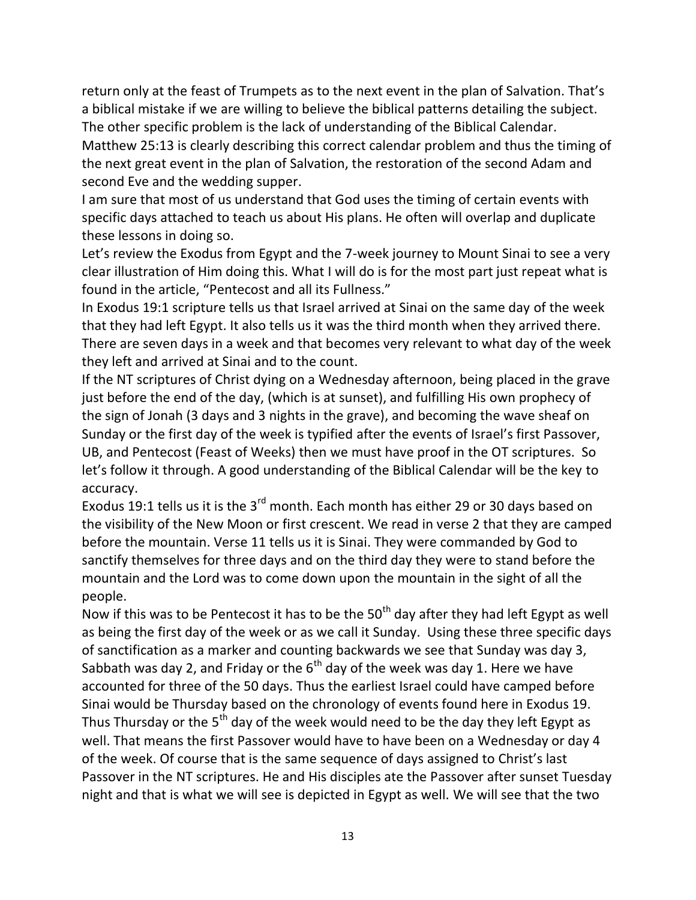return only at the feast of Trumpets as to the next event in the plan of Salvation. That's a biblical mistake if we are willing to believe the biblical patterns detailing the subject. The other specific problem is the lack of understanding of the Biblical Calendar. Matthew 25:13 is clearly describing this correct calendar problem and thus the timing of the next great event in the plan of Salvation, the restoration of the second Adam and second Eve and the wedding supper.

I am sure that most of us understand that God uses the timing of certain events with specific days attached to teach us about His plans. He often will overlap and duplicate these lessons in doing so.

Let's review the Exodus from Egypt and the 7-week journey to Mount Sinai to see a very clear illustration of Him doing this. What I will do is for the most part just repeat what is found in the article, "Pentecost and all its Fullness."

In Exodus 19:1 scripture tells us that Israel arrived at Sinai on the same day of the week that they had left Egypt. It also tells us it was the third month when they arrived there. There are seven days in a week and that becomes very relevant to what day of the week they left and arrived at Sinai and to the count.

If the NT scriptures of Christ dying on a Wednesday afternoon, being placed in the grave just before the end of the day, (which is at sunset), and fulfilling His own prophecy of the sign of Jonah (3 days and 3 nights in the grave), and becoming the wave sheaf on Sunday or the first day of the week is typified after the events of Israel's first Passover, UB, and Pentecost (Feast of Weeks) then we must have proof in the OT scriptures. So let's follow it through. A good understanding of the Biblical Calendar will be the key to accuracy.

Exodus 19:1 tells us it is the 3rd month. Each month has either 29 or 30 days based on the visibility of the New Moon or first crescent. We read in verse 2 that they are camped before the mountain. Verse 11 tells us it is Sinai. They were commanded by God to sanctify themselves for three days and on the third day they were to stand before the mountain and the Lord was to come down upon the mountain in the sight of all the people.

Now if this was to be Pentecost it has to be the 50th day after they had left Egypt as well as being the first day of the week or as we call it Sunday. Using these three specific days of sanctification as a marker and counting backwards we see that Sunday was day 3, Sabbath was day 2, and Friday or the 6th day of the week was day 1. Here we have accounted for three of the 50 days. Thus the earliest Israel could have camped before Sinai would be Thursday based on the chronology of events found here in Exodus 19. Thus Thursday or the 5th day of the week would need to be the day they left Egypt as well. That means the first Passover would have to have been on a Wednesday or day 4 of the week. Of course that is the same sequence of days assigned to Christ's last Passover in the NT scriptures. He and His disciples ate the Passover after sunset Tuesday night and that is what we will see is depicted in Egypt as well. We will see that the two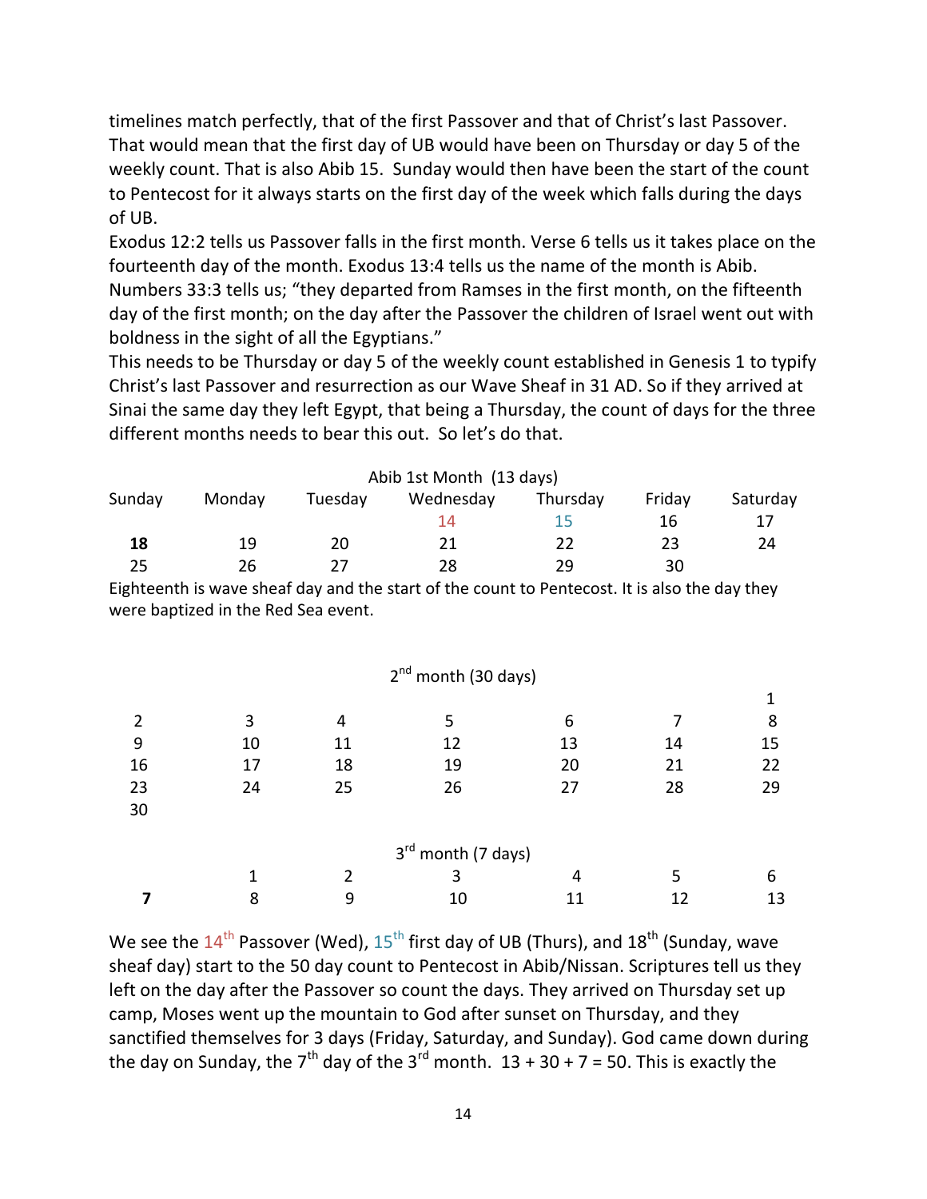timelines match perfectly, that of the first Passover and that of Christ's last Passover. That would mean that the first day of UB would have been on Thursday or day 5 of the weekly count. That is also Abib 15. Sunday would then have been the start of the count to Pentecost for it always starts on the first day of the week which falls during the days of UB.

Exodus 12:2 tells us Passover falls in the first month. Verse 6 tells us it takes place on the fourteenth day of the month. Exodus 13:4 tells us the name of the month is Abib.

Numbers 33:3 tells us; "they departed from Ramses in the first month, on the fifteenth day of the first month; on the day after the Passover the children of Israel went out with boldness in the sight of all the Egyptians."

This needs to be Thursday or day 5 of the weekly count established in Genesis 1 to typify Christ's last Passover and resurrection as our Wave Sheaf in 31 AD. So if they arrived at Sinai the same day they left Egypt, that being a Thursday, the count of days for the three different months needs to bear this out. So let's do that.

Abib 1st Month (13 days)

| Sunday | Monday | Tuesday | Wednesday | Thursday | Friday | Saturday |
|---|---|---|---|---|---|---|
| | | | 14 | 15 | 16 | 17 |
| **18** | 19 | 20 | 21 | 22 | 23 | 24 |
| 25 | 26 | 27 | 28 | 29 | 30 | |

Eighteenth is wave sheaf day and the start of the count to Pentecost. It is also the day they were baptized in the Red Sea event.

2nd month (30 days)

| Sunday | Monday | Tuesday | Wednesday | Thursday | Friday | Saturday |
|---|---|---|---|---|---|---|
| | | | | | | 1 |
| 2 | 3 | 4 | 5 | 6 | 7 | 8 |
| 9 | 10 | 11 | 12 | 13 | 14 | 15 |
| 16 | 17 | 18 | 19 | 20 | 21 | 22 |
| 23 | 24 | 25 | 26 | 27 | 28 | 29 |
| 30 | | | | | | |

3rd month (7 days)

| Sunday | Monday | Tuesday | Wednesday | Thursday | Friday | Saturday |
|---|---|---|---|---|---|---|
| | 1 | 2 | 3 | 4 | 5 | 6 |
| **7** | 8 | 9 | 10 | 11 | 12 | 13 |

We see the 14th Passover (Wed), 15th first day of UB (Thurs), and 18th (Sunday, wave sheaf day) start to the 50 day count to Pentecost in Abib/Nissan. Scriptures tell us they left on the day after the Passover so count the days. They arrived on Thursday set up camp, Moses went up the mountain to God after sunset on Thursday, and they sanctified themselves for 3 days (Friday, Saturday, and Sunday). God came down during the day on Sunday, the 7th day of the 3rd month. 13 + 30 + 7 = 50. This is exactly the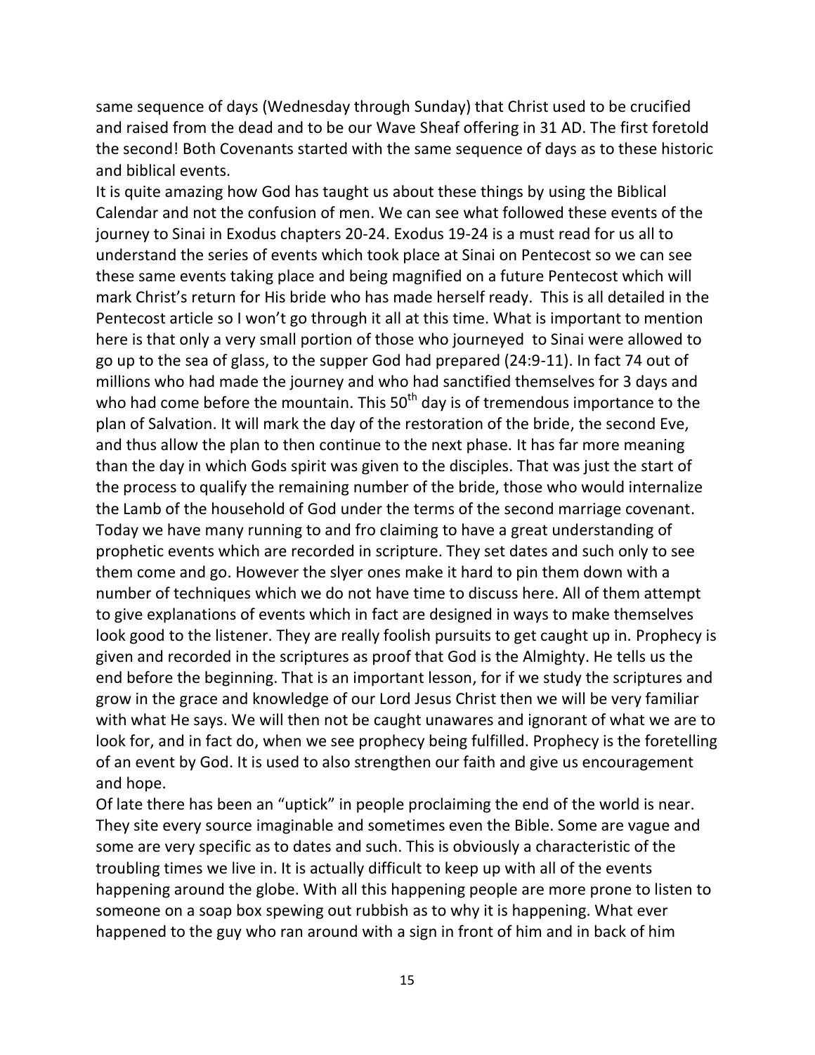same sequence of days (Wednesday through Sunday) that Christ used to be crucified and raised from the dead and to be our Wave Sheaf offering in 31 AD. The first foretold the second! Both Covenants started with the same sequence of days as to these historic and biblical events.

It is quite amazing how God has taught us about these things by using the Biblical Calendar and not the confusion of men. We can see what followed these events of the journey to Sinai in Exodus chapters 20-24. Exodus 19-24 is a must read for us all to understand the series of events which took place at Sinai on Pentecost so we can see these same events taking place and being magnified on a future Pentecost which will mark Christ's return for His bride who has made herself ready. This is all detailed in the Pentecost article so I won't go through it all at this time. What is important to mention here is that only a very small portion of those who journeyed to Sinai were allowed to go up to the sea of glass, to the supper God had prepared (24:9-11). In fact 74 out of millions who had made the journey and who had sanctified themselves for 3 days and who had come before the mountain. This 50th day is of tremendous importance to the plan of Salvation. It will mark the day of the restoration of the bride, the second Eve, and thus allow the plan to then continue to the next phase. It has far more meaning than the day in which Gods spirit was given to the disciples. That was just the start of the process to qualify the remaining number of the bride, those who would internalize the Lamb of the household of God under the terms of the second marriage covenant.

Today we have many running to and fro claiming to have a great understanding of prophetic events which are recorded in scripture. They set dates and such only to see them come and go. However the slyer ones make it hard to pin them down with a number of techniques which we do not have time to discuss here. All of them attempt to give explanations of events which in fact are designed in ways to make themselves look good to the listener. They are really foolish pursuits to get caught up in. Prophecy is given and recorded in the scriptures as proof that God is the Almighty. He tells us the end before the beginning. That is an important lesson, for if we study the scriptures and grow in the grace and knowledge of our Lord Jesus Christ then we will be very familiar with what He says. We will then not be caught unawares and ignorant of what we are to look for, and in fact do, when we see prophecy being fulfilled. Prophecy is the foretelling of an event by God. It is used to also strengthen our faith and give us encouragement and hope.

Of late there has been an "uptick" in people proclaiming the end of the world is near. They site every source imaginable and sometimes even the Bible. Some are vague and some are very specific as to dates and such. This is obviously a characteristic of the troubling times we live in. It is actually difficult to keep up with all of the events happening around the globe. With all this happening people are more prone to listen to someone on a soap box spewing out rubbish as to why it is happening. What ever happened to the guy who ran around with a sign in front of him and in back of him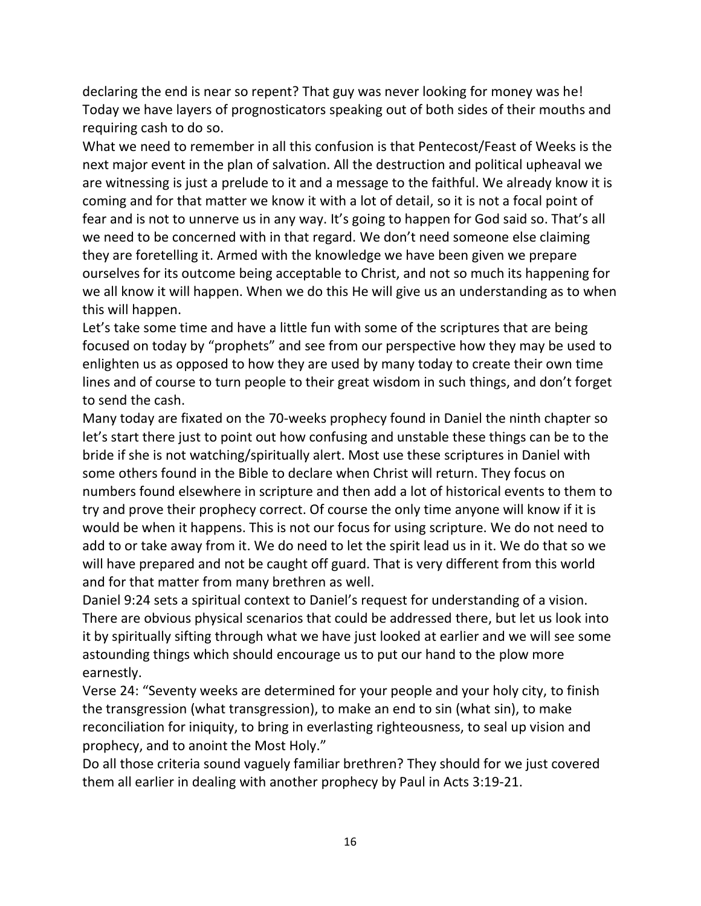declaring the end is near so repent? That guy was never looking for money was he! Today we have layers of prognosticators speaking out of both sides of their mouths and requiring cash to do so.

What we need to remember in all this confusion is that Pentecost/Feast of Weeks is the next major event in the plan of salvation. All the destruction and political upheaval we are witnessing is just a prelude to it and a message to the faithful. We already know it is coming and for that matter we know it with a lot of detail, so it is not a focal point of fear and is not to unnerve us in any way. It's going to happen for God said so. That's all we need to be concerned with in that regard. We don't need someone else claiming they are foretelling it. Armed with the knowledge we have been given we prepare ourselves for its outcome being acceptable to Christ, and not so much its happening for we all know it will happen. When we do this He will give us an understanding as to when this will happen.

Let's take some time and have a little fun with some of the scriptures that are being focused on today by "prophets" and see from our perspective how they may be used to enlighten us as opposed to how they are used by many today to create their own time lines and of course to turn people to their great wisdom in such things, and don't forget to send the cash.

Many today are fixated on the 70-weeks prophecy found in Daniel the ninth chapter so let's start there just to point out how confusing and unstable these things can be to the bride if she is not watching/spiritually alert. Most use these scriptures in Daniel with some others found in the Bible to declare when Christ will return. They focus on numbers found elsewhere in scripture and then add a lot of historical events to them to try and prove their prophecy correct. Of course the only time anyone will know if it is would be when it happens. This is not our focus for using scripture. We do not need to add to or take away from it. We do need to let the spirit lead us in it. We do that so we will have prepared and not be caught off guard. That is very different from this world and for that matter from many brethren as well.

Daniel 9:24 sets a spiritual context to Daniel's request for understanding of a vision. There are obvious physical scenarios that could be addressed there, but let us look into it by spiritually sifting through what we have just looked at earlier and we will see some astounding things which should encourage us to put our hand to the plow more earnestly.

Verse 24: "Seventy weeks are determined for your people and your holy city, to finish the transgression (what transgression), to make an end to sin (what sin), to make reconciliation for iniquity, to bring in everlasting righteousness, to seal up vision and prophecy, and to anoint the Most Holy."

Do all those criteria sound vaguely familiar brethren? They should for we just covered them all earlier in dealing with another prophecy by Paul in Acts 3:19-21.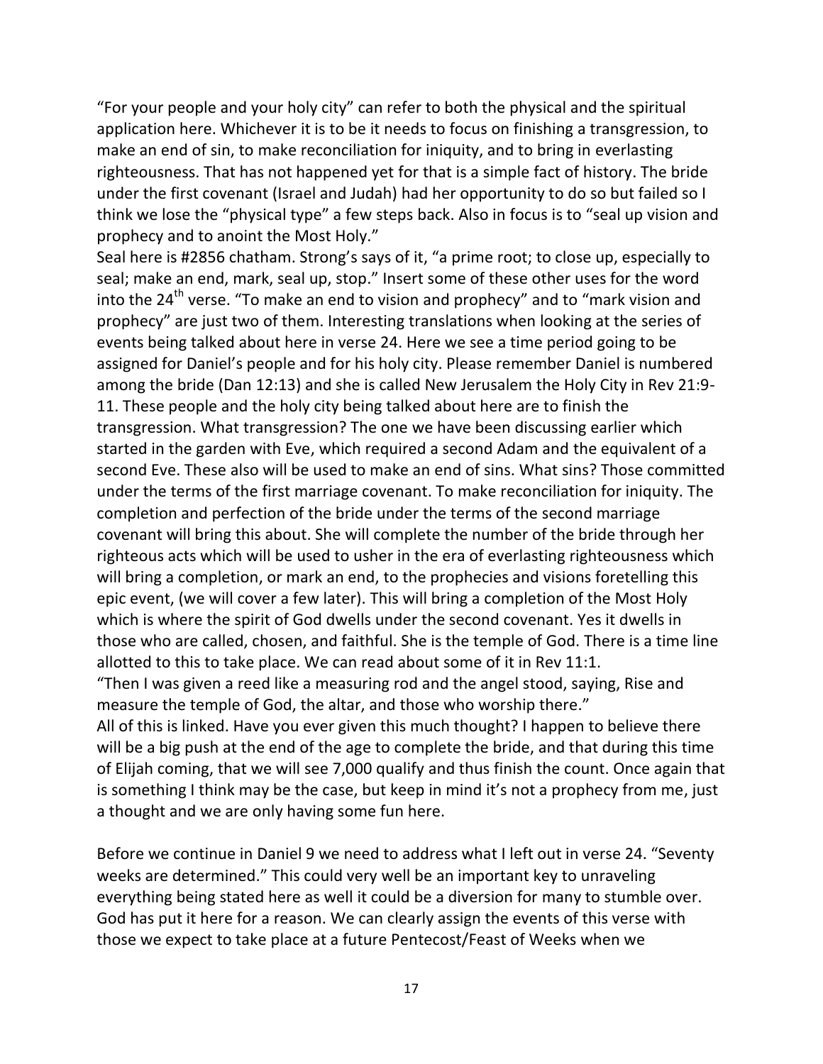"For your people and your holy city" can refer to both the physical and the spiritual application here. Whichever it is to be it needs to focus on finishing a transgression, to make an end of sin, to make reconciliation for iniquity, and to bring in everlasting righteousness. That has not happened yet for that is a simple fact of history. The bride under the first covenant (Israel and Judah) had her opportunity to do so but failed so I think we lose the "physical type" a few steps back. Also in focus is to "seal up vision and prophecy and to anoint the Most Holy."

Seal here is #2856 chatham. Strong's says of it, "a prime root; to close up, especially to seal; make an end, mark, seal up, stop." Insert some of these other uses for the word into the 24th verse. "To make an end to vision and prophecy" and to "mark vision and prophecy" are just two of them. Interesting translations when looking at the series of events being talked about here in verse 24. Here we see a time period going to be assigned for Daniel's people and for his holy city. Please remember Daniel is numbered among the bride (Dan 12:13) and she is called New Jerusalem the Holy City in Rev 21:9-11. These people and the holy city being talked about here are to finish the transgression. What transgression? The one we have been discussing earlier which started in the garden with Eve, which required a second Adam and the equivalent of a second Eve. These also will be used to make an end of sins. What sins? Those committed under the terms of the first marriage covenant. To make reconciliation for iniquity. The completion and perfection of the bride under the terms of the second marriage covenant will bring this about. She will complete the number of the bride through her righteous acts which will be used to usher in the era of everlasting righteousness which will bring a completion, or mark an end, to the prophecies and visions foretelling this epic event, (we will cover a few later). This will bring a completion of the Most Holy which is where the spirit of God dwells under the second covenant. Yes it dwells in those who are called, chosen, and faithful. She is the temple of God. There is a time line allotted to this to take place. We can read about some of it in Rev 11:1.

"Then I was given a reed like a measuring rod and the angel stood, saying, Rise and measure the temple of God, the altar, and those who worship there."

All of this is linked. Have you ever given this much thought? I happen to believe there will be a big push at the end of the age to complete the bride, and that during this time of Elijah coming, that we will see 7,000 qualify and thus finish the count. Once again that is something I think may be the case, but keep in mind it's not a prophecy from me, just a thought and we are only having some fun here.

Before we continue in Daniel 9 we need to address what I left out in verse 24. "Seventy weeks are determined." This could very well be an important key to unraveling everything being stated here as well it could be a diversion for many to stumble over. God has put it here for a reason. We can clearly assign the events of this verse with those we expect to take place at a future Pentecost/Feast of Weeks when we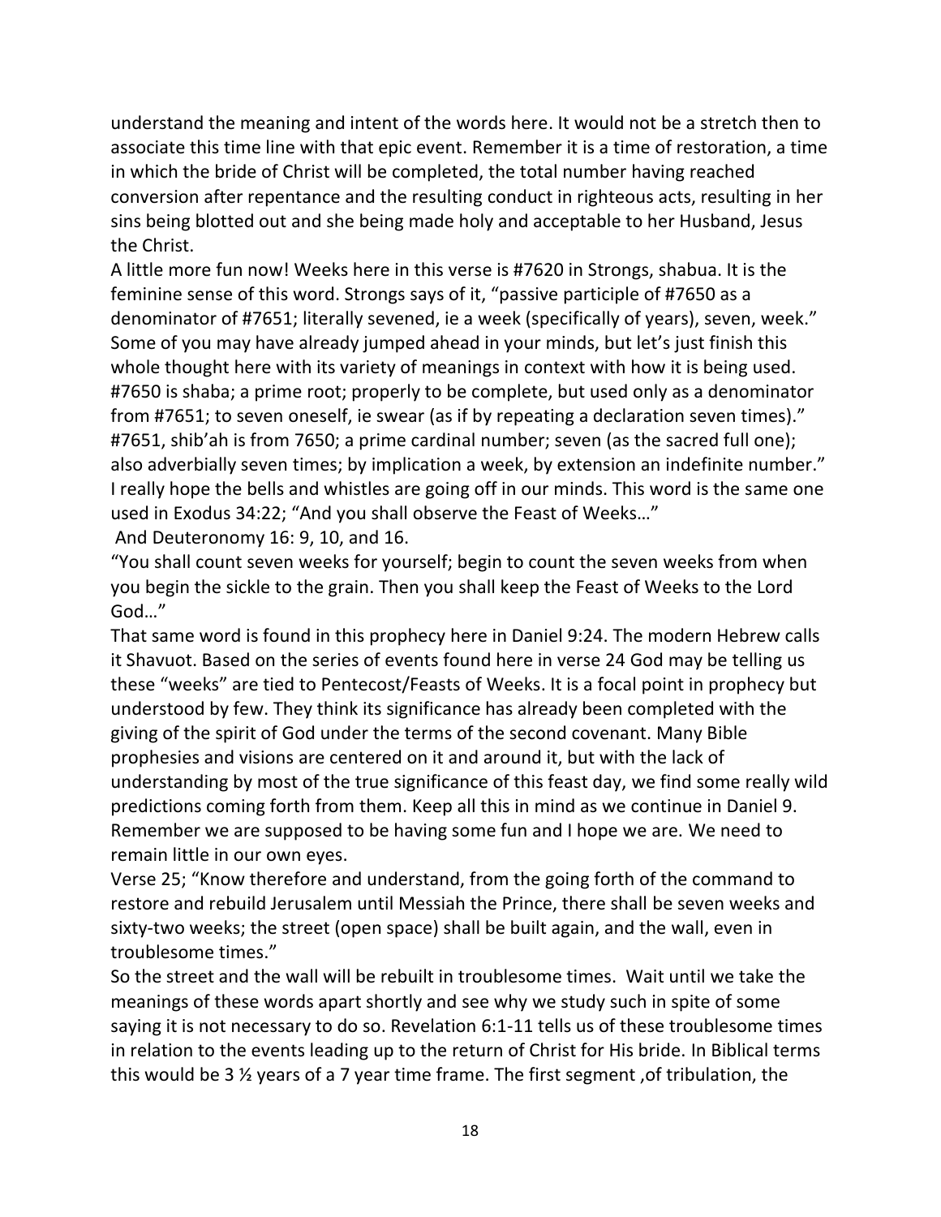understand the meaning and intent of the words here. It would not be a stretch then to associate this time line with that epic event. Remember it is a time of restoration, a time in which the bride of Christ will be completed, the total number having reached conversion after repentance and the resulting conduct in righteous acts, resulting in her sins being blotted out and she being made holy and acceptable to her Husband, Jesus the Christ.

A little more fun now! Weeks here in this verse is #7620 in Strongs, shabua. It is the feminine sense of this word. Strongs says of it, "passive participle of #7650 as a denominator of #7651; literally sevened, ie a week (specifically of years), seven, week." Some of you may have already jumped ahead in your minds, but let's just finish this whole thought here with its variety of meanings in context with how it is being used. #7650 is shaba; a prime root; properly to be complete, but used only as a denominator from #7651; to seven oneself, ie swear (as if by repeating a declaration seven times)." #7651, shib'ah is from 7650; a prime cardinal number; seven (as the sacred full one); also adverbially seven times; by implication a week, by extension an indefinite number." I really hope the bells and whistles are going off in our minds. This word is the same one used in Exodus 34:22; "And you shall observe the Feast of Weeks…"

And Deuteronomy 16: 9, 10, and 16.

"You shall count seven weeks for yourself; begin to count the seven weeks from when you begin the sickle to the grain. Then you shall keep the Feast of Weeks to the Lord God…"

That same word is found in this prophecy here in Daniel 9:24. The modern Hebrew calls it Shavuot. Based on the series of events found here in verse 24 God may be telling us these "weeks" are tied to Pentecost/Feasts of Weeks. It is a focal point in prophecy but understood by few. They think its significance has already been completed with the giving of the spirit of God under the terms of the second covenant. Many Bible prophesies and visions are centered on it and around it, but with the lack of understanding by most of the true significance of this feast day, we find some really wild predictions coming forth from them. Keep all this in mind as we continue in Daniel 9. Remember we are supposed to be having some fun and I hope we are. We need to remain little in our own eyes.

Verse 25; "Know therefore and understand, from the going forth of the command to restore and rebuild Jerusalem until Messiah the Prince, there shall be seven weeks and sixty-two weeks; the street (open space) shall be built again, and the wall, even in troublesome times."

So the street and the wall will be rebuilt in troublesome times. Wait until we take the meanings of these words apart shortly and see why we study such in spite of some saying it is not necessary to do so. Revelation 6:1-11 tells us of these troublesome times in relation to the events leading up to the return of Christ for His bride. In Biblical terms this would be 3 ½ years of a 7 year time frame. The first segment ,of tribulation, the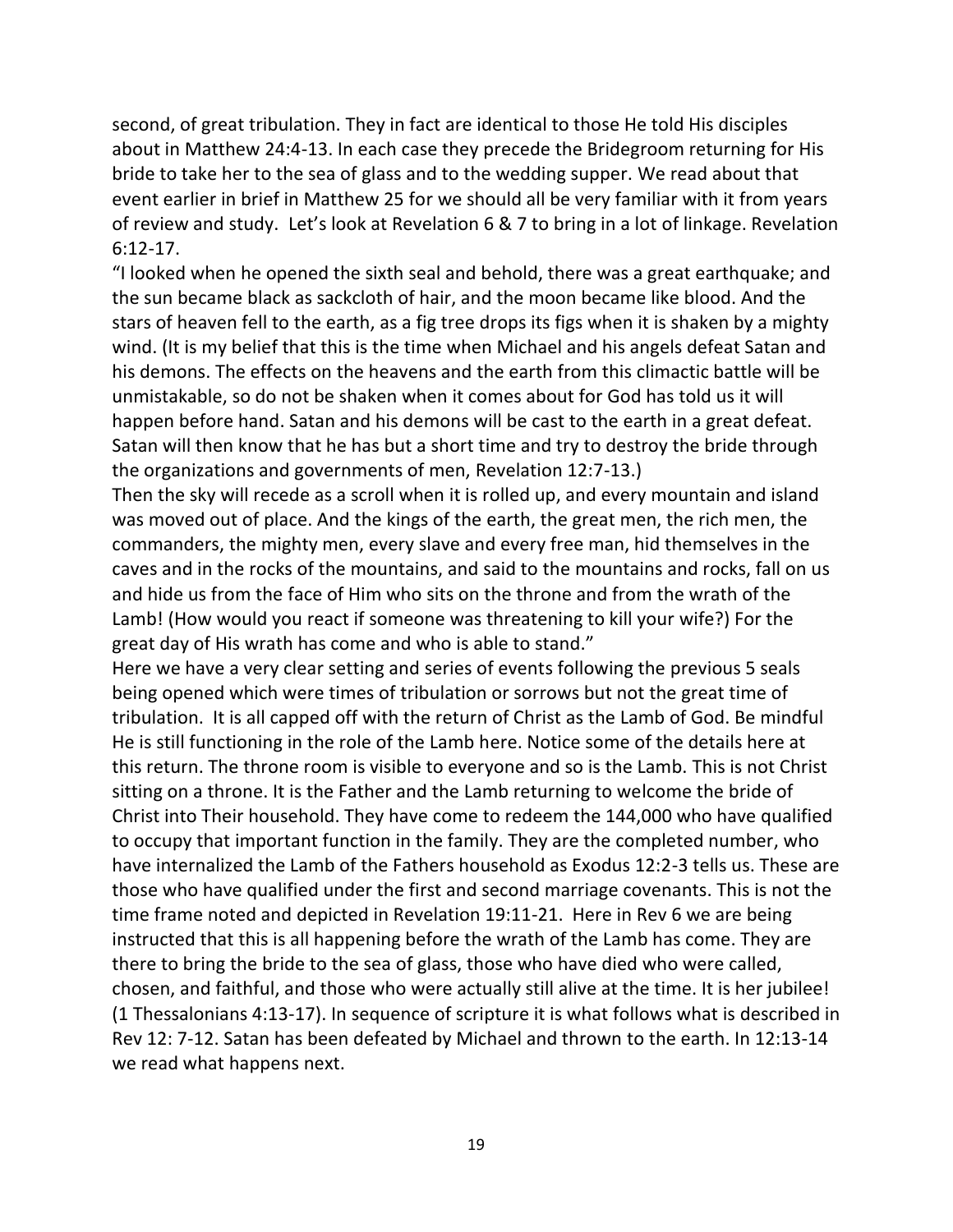second, of great tribulation. They in fact are identical to those He told His disciples about in Matthew 24:4-13. In each case they precede the Bridegroom returning for His bride to take her to the sea of glass and to the wedding supper. We read about that event earlier in brief in Matthew 25 for we should all be very familiar with it from years of review and study. Let's look at Revelation 6 & 7 to bring in a lot of linkage. Revelation 6:12-17.

"I looked when he opened the sixth seal and behold, there was a great earthquake; and the sun became black as sackcloth of hair, and the moon became like blood. And the stars of heaven fell to the earth, as a fig tree drops its figs when it is shaken by a mighty wind. (It is my belief that this is the time when Michael and his angels defeat Satan and his demons. The effects on the heavens and the earth from this climactic battle will be unmistakable, so do not be shaken when it comes about for God has told us it will happen before hand. Satan and his demons will be cast to the earth in a great defeat. Satan will then know that he has but a short time and try to destroy the bride through the organizations and governments of men, Revelation 12:7-13.)

Then the sky will recede as a scroll when it is rolled up, and every mountain and island was moved out of place. And the kings of the earth, the great men, the rich men, the commanders, the mighty men, every slave and every free man, hid themselves in the caves and in the rocks of the mountains, and said to the mountains and rocks, fall on us and hide us from the face of Him who sits on the throne and from the wrath of the Lamb! (How would you react if someone was threatening to kill your wife?) For the great day of His wrath has come and who is able to stand."

Here we have a very clear setting and series of events following the previous 5 seals being opened which were times of tribulation or sorrows but not the great time of tribulation. It is all capped off with the return of Christ as the Lamb of God. Be mindful He is still functioning in the role of the Lamb here. Notice some of the details here at this return. The throne room is visible to everyone and so is the Lamb. This is not Christ sitting on a throne. It is the Father and the Lamb returning to welcome the bride of Christ into Their household. They have come to redeem the 144,000 who have qualified to occupy that important function in the family. They are the completed number, who have internalized the Lamb of the Fathers household as Exodus 12:2-3 tells us. These are those who have qualified under the first and second marriage covenants. This is not the time frame noted and depicted in Revelation 19:11-21. Here in Rev 6 we are being instructed that this is all happening before the wrath of the Lamb has come. They are there to bring the bride to the sea of glass, those who have died who were called, chosen, and faithful, and those who were actually still alive at the time. It is her jubilee! (1 Thessalonians 4:13-17). In sequence of scripture it is what follows what is described in Rev 12: 7-12. Satan has been defeated by Michael and thrown to the earth. In 12:13-14 we read what happens next.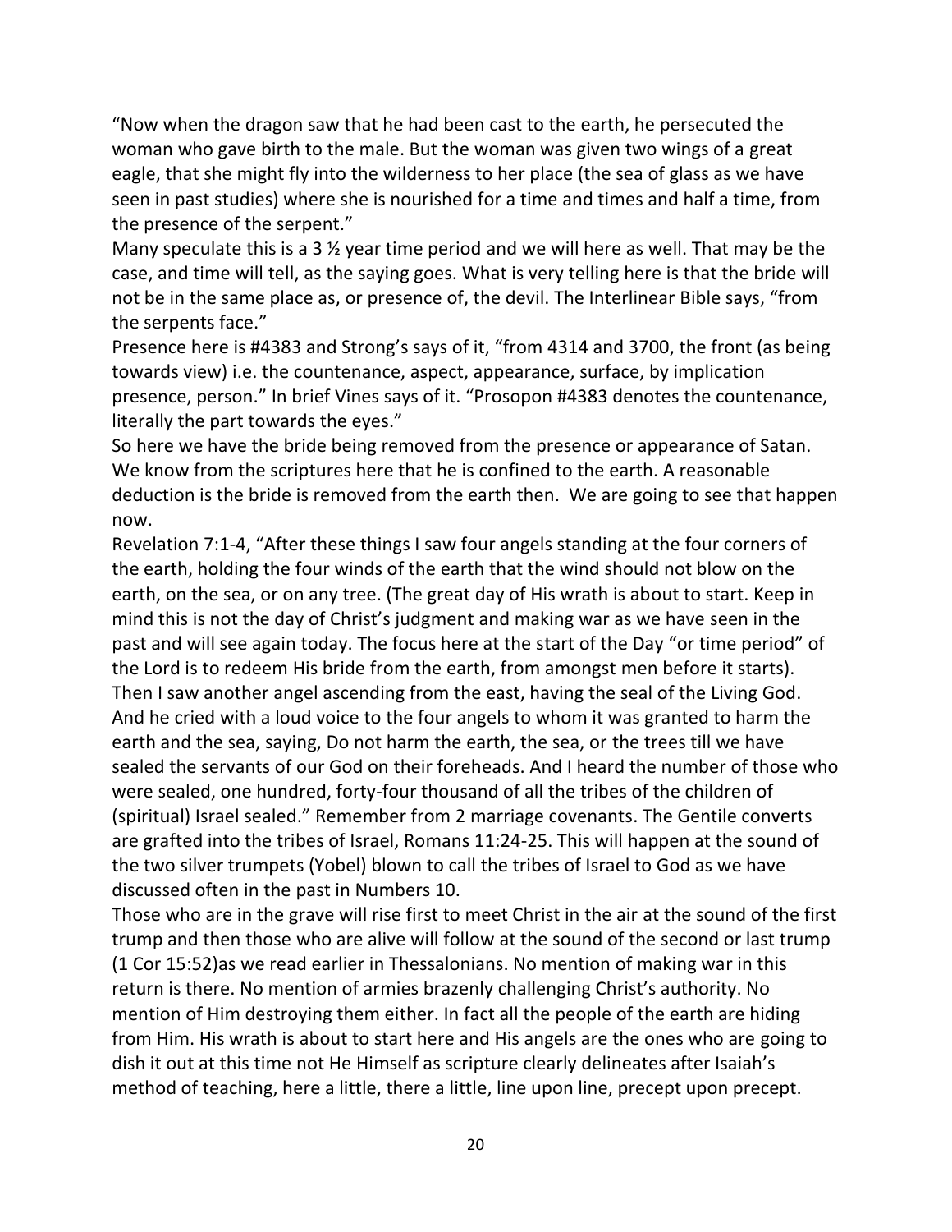"Now when the dragon saw that he had been cast to the earth, he persecuted the woman who gave birth to the male. But the woman was given two wings of a great eagle, that she might fly into the wilderness to her place (the sea of glass as we have seen in past studies) where she is nourished for a time and times and half a time, from the presence of the serpent."

Many speculate this is a 3 ½ year time period and we will here as well. That may be the case, and time will tell, as the saying goes. What is very telling here is that the bride will not be in the same place as, or presence of, the devil. The Interlinear Bible says, "from the serpents face."

Presence here is #4383 and Strong's says of it, "from 4314 and 3700, the front (as being towards view) i.e. the countenance, aspect, appearance, surface, by implication presence, person." In brief Vines says of it. "Prosopon #4383 denotes the countenance, literally the part towards the eyes."

So here we have the bride being removed from the presence or appearance of Satan. We know from the scriptures here that he is confined to the earth. A reasonable deduction is the bride is removed from the earth then. We are going to see that happen now.

Revelation 7:1-4, "After these things I saw four angels standing at the four corners of the earth, holding the four winds of the earth that the wind should not blow on the earth, on the sea, or on any tree. (The great day of His wrath is about to start. Keep in mind this is not the day of Christ's judgment and making war as we have seen in the past and will see again today. The focus here at the start of the Day "or time period" of the Lord is to redeem His bride from the earth, from amongst men before it starts). Then I saw another angel ascending from the east, having the seal of the Living God. And he cried with a loud voice to the four angels to whom it was granted to harm the earth and the sea, saying, Do not harm the earth, the sea, or the trees till we have sealed the servants of our God on their foreheads. And I heard the number of those who were sealed, one hundred, forty-four thousand of all the tribes of the children of (spiritual) Israel sealed." Remember from 2 marriage covenants. The Gentile converts are grafted into the tribes of Israel, Romans 11:24-25. This will happen at the sound of the two silver trumpets (Yobel) blown to call the tribes of Israel to God as we have discussed often in the past in Numbers 10.

Those who are in the grave will rise first to meet Christ in the air at the sound of the first trump and then those who are alive will follow at the sound of the second or last trump (1 Cor 15:52)as we read earlier in Thessalonians. No mention of making war in this return is there. No mention of armies brazenly challenging Christ's authority. No mention of Him destroying them either. In fact all the people of the earth are hiding from Him. His wrath is about to start here and His angels are the ones who are going to dish it out at this time not He Himself as scripture clearly delineates after Isaiah's method of teaching, here a little, there a little, line upon line, precept upon precept.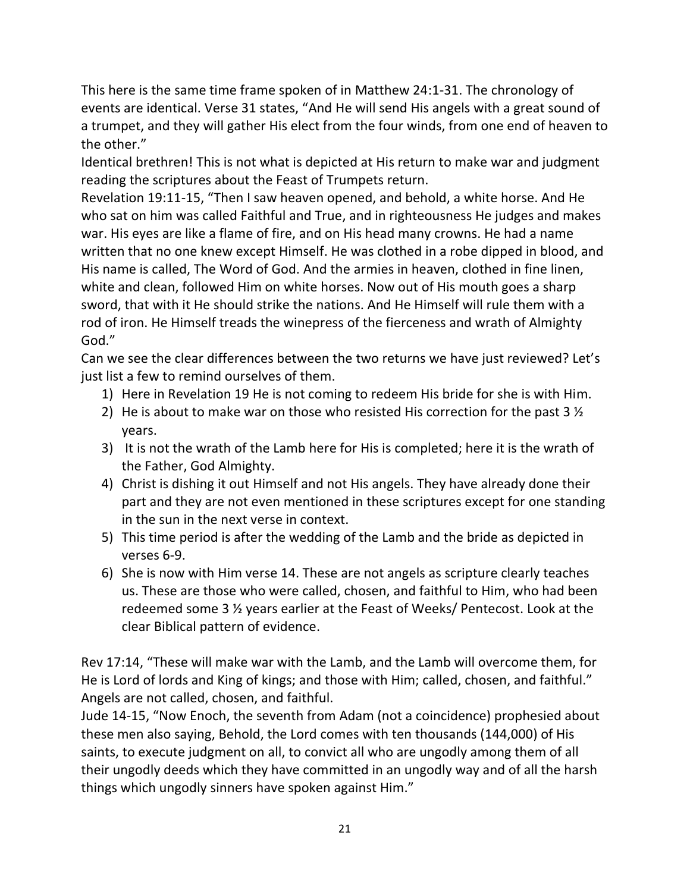This here is the same time frame spoken of in Matthew 24:1-31. The chronology of events are identical. Verse 31 states, “And He will send His angels with a great sound of a trumpet, and they will gather His elect from the four winds, from one end of heaven to the other.”

Identical brethren! This is not what is depicted at His return to make war and judgment reading the scriptures about the Feast of Trumpets return.

Revelation 19:11-15, “Then I saw heaven opened, and behold, a white horse. And He who sat on him was called Faithful and True, and in righteousness He judges and makes war. His eyes are like a flame of fire, and on His head many crowns. He had a name written that no one knew except Himself. He was clothed in a robe dipped in blood, and His name is called, The Word of God. And the armies in heaven, clothed in fine linen, white and clean, followed Him on white horses. Now out of His mouth goes a sharp sword, that with it He should strike the nations. And He Himself will rule them with a rod of iron. He Himself treads the winepress of the fierceness and wrath of Almighty God.”

Can we see the clear differences between the two returns we have just reviewed? Let’s just list a few to remind ourselves of them.

1) Here in Revelation 19 He is not coming to redeem His bride for she is with Him.
2) He is about to make war on those who resisted His correction for the past 3 ½ years.
3) It is not the wrath of the Lamb here for His is completed; here it is the wrath of the Father, God Almighty.
4) Christ is dishing it out Himself and not His angels. They have already done their part and they are not even mentioned in these scriptures except for one standing in the sun in the next verse in context.
5) This time period is after the wedding of the Lamb and the bride as depicted in verses 6-9.
6) She is now with Him verse 14. These are not angels as scripture clearly teaches us. These are those who were called, chosen, and faithful to Him, who had been redeemed some 3 ½ years earlier at the Feast of Weeks/ Pentecost. Look at the clear Biblical pattern of evidence.

Rev 17:14, “These will make war with the Lamb, and the Lamb will overcome them, for He is Lord of lords and King of kings; and those with Him; called, chosen, and faithful.” Angels are not called, chosen, and faithful.

Jude 14-15, “Now Enoch, the seventh from Adam (not a coincidence) prophesied about these men also saying, Behold, the Lord comes with ten thousands (144,000) of His saints, to execute judgment on all, to convict all who are ungodly among them of all their ungodly deeds which they have committed in an ungodly way and of all the harsh things which ungodly sinners have spoken against Him.”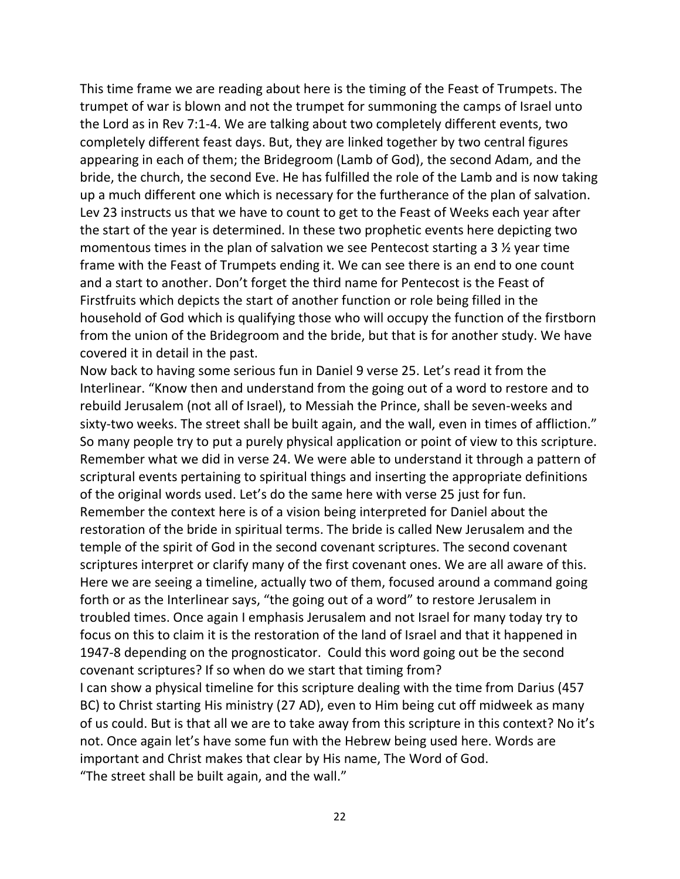This time frame we are reading about here is the timing of the Feast of Trumpets. The trumpet of war is blown and not the trumpet for summoning the camps of Israel unto the Lord as in Rev 7:1-4. We are talking about two completely different events, two completely different feast days. But, they are linked together by two central figures appearing in each of them; the Bridegroom (Lamb of God), the second Adam, and the bride, the church, the second Eve. He has fulfilled the role of the Lamb and is now taking up a much different one which is necessary for the furtherance of the plan of salvation. Lev 23 instructs us that we have to count to get to the Feast of Weeks each year after the start of the year is determined. In these two prophetic events here depicting two momentous times in the plan of salvation we see Pentecost starting a 3 ½ year time frame with the Feast of Trumpets ending it. We can see there is an end to one count and a start to another. Don't forget the third name for Pentecost is the Feast of Firstfruits which depicts the start of another function or role being filled in the household of God which is qualifying those who will occupy the function of the firstborn from the union of the Bridegroom and the bride, but that is for another study. We have covered it in detail in the past.

Now back to having some serious fun in Daniel 9 verse 25. Let's read it from the Interlinear. "Know then and understand from the going out of a word to restore and to rebuild Jerusalem (not all of Israel), to Messiah the Prince, shall be seven-weeks and sixty-two weeks. The street shall be built again, and the wall, even in times of affliction." So many people try to put a purely physical application or point of view to this scripture. Remember what we did in verse 24. We were able to understand it through a pattern of scriptural events pertaining to spiritual things and inserting the appropriate definitions of the original words used. Let's do the same here with verse 25 just for fun. Remember the context here is of a vision being interpreted for Daniel about the restoration of the bride in spiritual terms. The bride is called New Jerusalem and the temple of the spirit of God in the second covenant scriptures. The second covenant scriptures interpret or clarify many of the first covenant ones. We are all aware of this. Here we are seeing a timeline, actually two of them, focused around a command going forth or as the Interlinear says, "the going out of a word" to restore Jerusalem in troubled times. Once again I emphasis Jerusalem and not Israel for many today try to focus on this to claim it is the restoration of the land of Israel and that it happened in 1947-8 depending on the prognosticator. Could this word going out be the second covenant scriptures? If so when do we start that timing from?

I can show a physical timeline for this scripture dealing with the time from Darius (457 BC) to Christ starting His ministry (27 AD), even to Him being cut off midweek as many of us could. But is that all we are to take away from this scripture in this context? No it's not. Once again let's have some fun with the Hebrew being used here. Words are important and Christ makes that clear by His name, The Word of God.

"The street shall be built again, and the wall."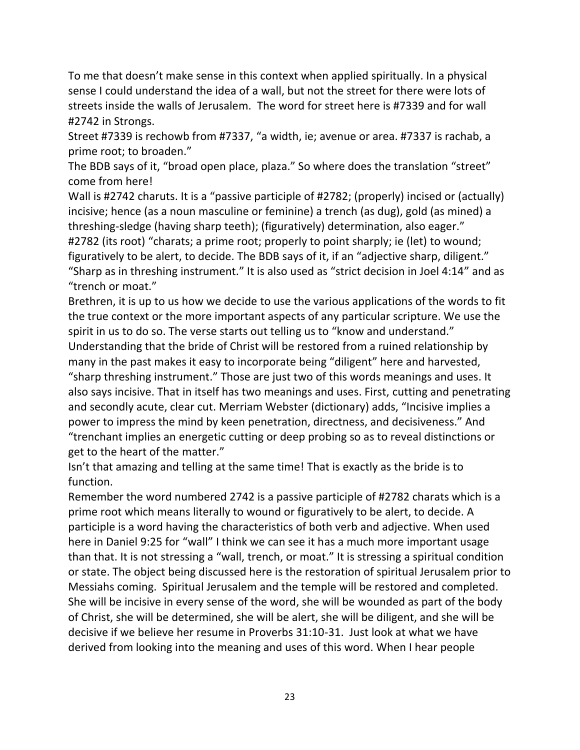To me that doesn't make sense in this context when applied spiritually. In a physical sense I could understand the idea of a wall, but not the street for there were lots of streets inside the walls of Jerusalem. The word for street here is #7339 and for wall #2742 in Strongs.

Street #7339 is rechowb from #7337, "a width, ie; avenue or area. #7337 is rachab, a prime root; to broaden."

The BDB says of it, "broad open place, plaza." So where does the translation "street" come from here!

Wall is #2742 charuts. It is a "passive participle of #2782; (properly) incised or (actually) incisive; hence (as a noun masculine or feminine) a trench (as dug), gold (as mined) a threshing-sledge (having sharp teeth); (figuratively) determination, also eager." #2782 (its root) "charats; a prime root; properly to point sharply; ie (let) to wound; figuratively to be alert, to decide. The BDB says of it, if an "adjective sharp, diligent." "Sharp as in threshing instrument." It is also used as "strict decision in Joel 4:14" and as "trench or moat."

Brethren, it is up to us how we decide to use the various applications of the words to fit the true context or the more important aspects of any particular scripture. We use the spirit in us to do so. The verse starts out telling us to "know and understand." Understanding that the bride of Christ will be restored from a ruined relationship by many in the past makes it easy to incorporate being "diligent" here and harvested, "sharp threshing instrument." Those are just two of this words meanings and uses. It also says incisive. That in itself has two meanings and uses. First, cutting and penetrating and secondly acute, clear cut. Merriam Webster (dictionary) adds, "Incisive implies a power to impress the mind by keen penetration, directness, and decisiveness." And "trenchant implies an energetic cutting or deep probing so as to reveal distinctions or get to the heart of the matter."

Isn't that amazing and telling at the same time! That is exactly as the bride is to function.

Remember the word numbered 2742 is a passive participle of #2782 charats which is a prime root which means literally to wound or figuratively to be alert, to decide. A participle is a word having the characteristics of both verb and adjective. When used here in Daniel 9:25 for "wall" I think we can see it has a much more important usage than that. It is not stressing a "wall, trench, or moat." It is stressing a spiritual condition or state. The object being discussed here is the restoration of spiritual Jerusalem prior to Messiahs coming. Spiritual Jerusalem and the temple will be restored and completed. She will be incisive in every sense of the word, she will be wounded as part of the body of Christ, she will be determined, she will be alert, she will be diligent, and she will be decisive if we believe her resume in Proverbs 31:10-31. Just look at what we have derived from looking into the meaning and uses of this word. When I hear people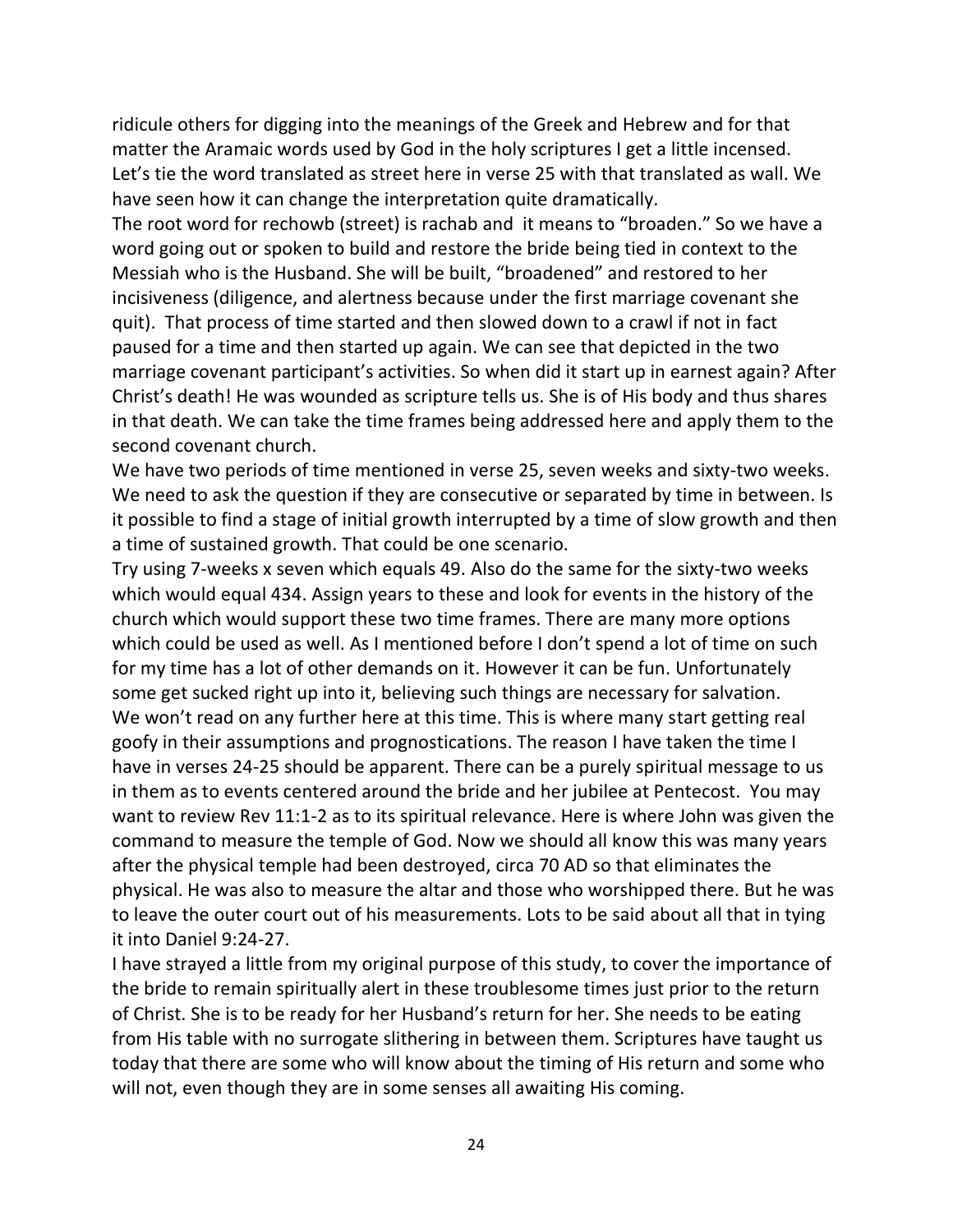ridicule others for digging into the meanings of the Greek and Hebrew and for that matter the Aramaic words used by God in the holy scriptures I get a little incensed. Let's tie the word translated as street here in verse 25 with that translated as wall. We have seen how it can change the interpretation quite dramatically.

The root word for rechowb (street) is rachab and it means to "broaden." So we have a word going out or spoken to build and restore the bride being tied in context to the Messiah who is the Husband. She will be built, "broadened" and restored to her incisiveness (diligence, and alertness because under the first marriage covenant she quit). That process of time started and then slowed down to a crawl if not in fact paused for a time and then started up again. We can see that depicted in the two marriage covenant participant's activities. So when did it start up in earnest again? After Christ's death! He was wounded as scripture tells us. She is of His body and thus shares in that death. We can take the time frames being addressed here and apply them to the second covenant church.

We have two periods of time mentioned in verse 25, seven weeks and sixty-two weeks. We need to ask the question if they are consecutive or separated by time in between. Is it possible to find a stage of initial growth interrupted by a time of slow growth and then a time of sustained growth. That could be one scenario.

Try using 7-weeks x seven which equals 49. Also do the same for the sixty-two weeks which would equal 434. Assign years to these and look for events in the history of the church which would support these two time frames. There are many more options which could be used as well. As I mentioned before I don't spend a lot of time on such for my time has a lot of other demands on it. However it can be fun. Unfortunately some get sucked right up into it, believing such things are necessary for salvation.

We won't read on any further here at this time. This is where many start getting real goofy in their assumptions and prognostications. The reason I have taken the time I have in verses 24-25 should be apparent. There can be a purely spiritual message to us in them as to events centered around the bride and her jubilee at Pentecost. You may want to review Rev 11:1-2 as to its spiritual relevance. Here is where John was given the command to measure the temple of God. Now we should all know this was many years after the physical temple had been destroyed, circa 70 AD so that eliminates the physical. He was also to measure the altar and those who worshipped there. But he was to leave the outer court out of his measurements. Lots to be said about all that in tying it into Daniel 9:24-27.

I have strayed a little from my original purpose of this study, to cover the importance of the bride to remain spiritually alert in these troublesome times just prior to the return of Christ. She is to be ready for her Husband's return for her. She needs to be eating from His table with no surrogate slithering in between them. Scriptures have taught us today that there are some who will know about the timing of His return and some who will not, even though they are in some senses all awaiting His coming.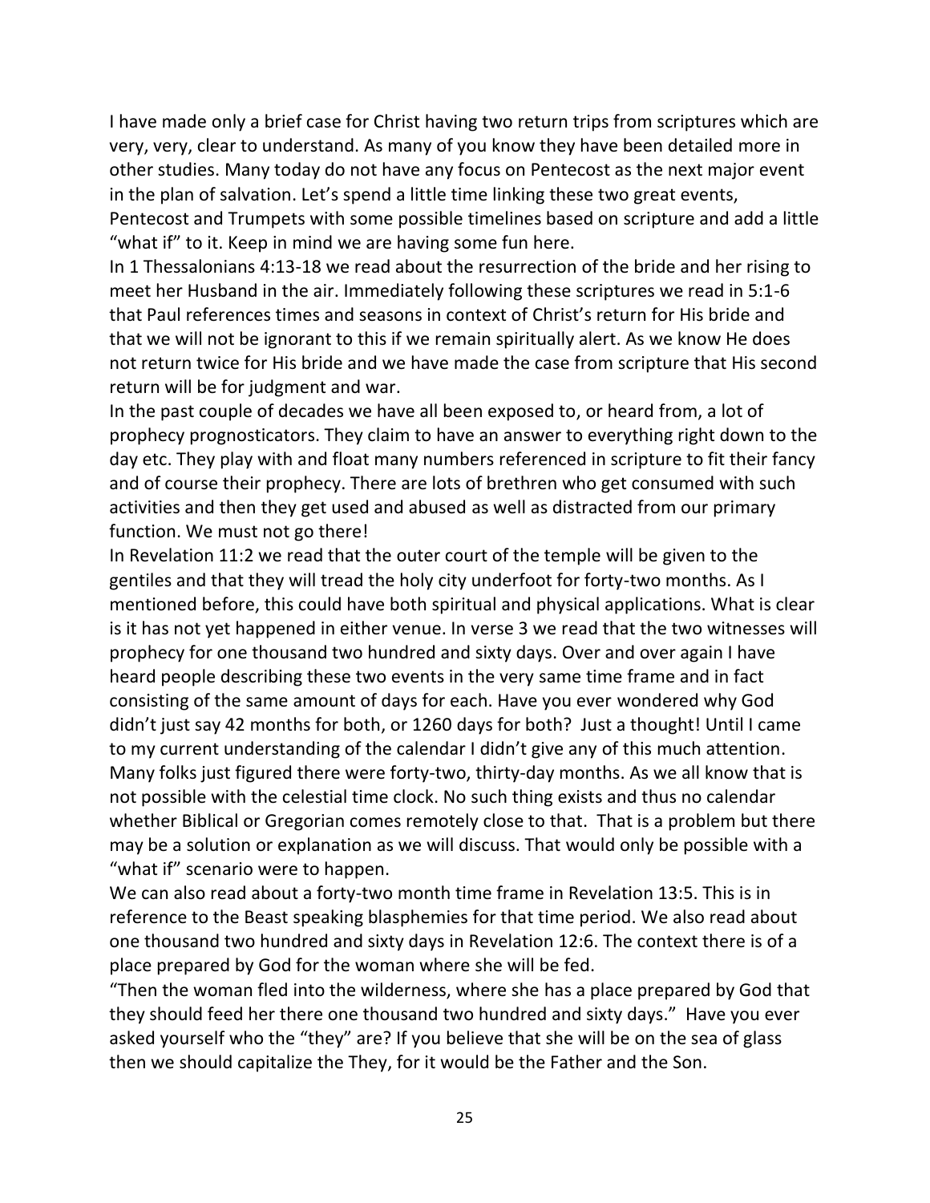I have made only a brief case for Christ having two return trips from scriptures which are very, very, clear to understand. As many of you know they have been detailed more in other studies. Many today do not have any focus on Pentecost as the next major event in the plan of salvation. Let's spend a little time linking these two great events, Pentecost and Trumpets with some possible timelines based on scripture and add a little "what if" to it. Keep in mind we are having some fun here.

In 1 Thessalonians 4:13-18 we read about the resurrection of the bride and her rising to meet her Husband in the air. Immediately following these scriptures we read in 5:1-6 that Paul references times and seasons in context of Christ's return for His bride and that we will not be ignorant to this if we remain spiritually alert. As we know He does not return twice for His bride and we have made the case from scripture that His second return will be for judgment and war.

In the past couple of decades we have all been exposed to, or heard from, a lot of prophecy prognosticators. They claim to have an answer to everything right down to the day etc. They play with and float many numbers referenced in scripture to fit their fancy and of course their prophecy. There are lots of brethren who get consumed with such activities and then they get used and abused as well as distracted from our primary function. We must not go there!

In Revelation 11:2 we read that the outer court of the temple will be given to the gentiles and that they will tread the holy city underfoot for forty-two months. As I mentioned before, this could have both spiritual and physical applications. What is clear is it has not yet happened in either venue. In verse 3 we read that the two witnesses will prophecy for one thousand two hundred and sixty days. Over and over again I have heard people describing these two events in the very same time frame and in fact consisting of the same amount of days for each. Have you ever wondered why God didn't just say 42 months for both, or 1260 days for both? Just a thought! Until I came to my current understanding of the calendar I didn't give any of this much attention. Many folks just figured there were forty-two, thirty-day months. As we all know that is not possible with the celestial time clock. No such thing exists and thus no calendar whether Biblical or Gregorian comes remotely close to that. That is a problem but there may be a solution or explanation as we will discuss. That would only be possible with a "what if" scenario were to happen.

We can also read about a forty-two month time frame in Revelation 13:5. This is in reference to the Beast speaking blasphemies for that time period. We also read about one thousand two hundred and sixty days in Revelation 12:6. The context there is of a place prepared by God for the woman where she will be fed.

"Then the woman fled into the wilderness, where she has a place prepared by God that they should feed her there one thousand two hundred and sixty days." Have you ever asked yourself who the "they" are? If you believe that she will be on the sea of glass then we should capitalize the They, for it would be the Father and the Son.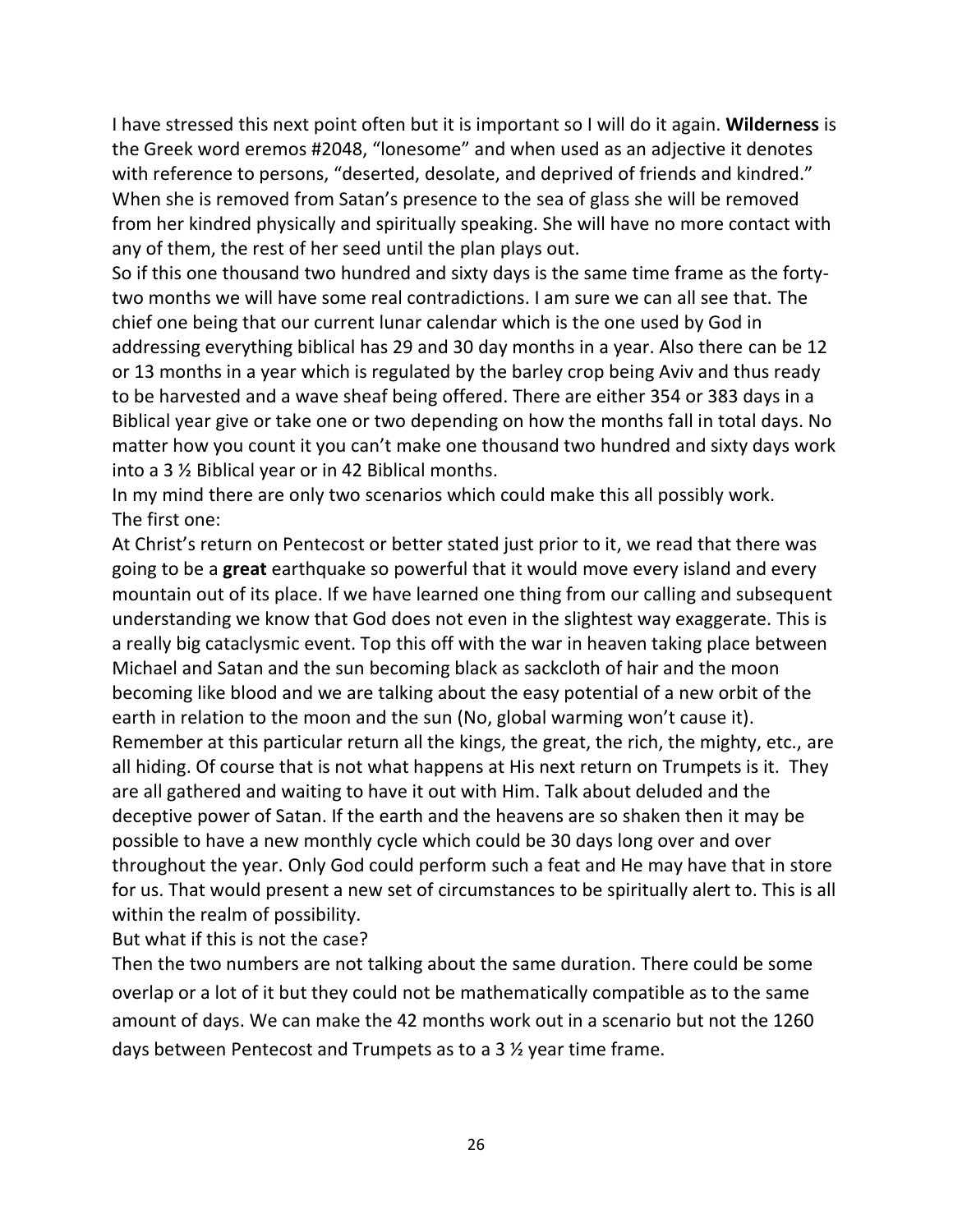I have stressed this next point often but it is important so I will do it again. **Wilderness** is the Greek word eremos #2048, "lonesome" and when used as an adjective it denotes with reference to persons, "deserted, desolate, and deprived of friends and kindred." When she is removed from Satan's presence to the sea of glass she will be removed from her kindred physically and spiritually speaking. She will have no more contact with any of them, the rest of her seed until the plan plays out.

So if this one thousand two hundred and sixty days is the same time frame as the forty-two months we will have some real contradictions. I am sure we can all see that. The chief one being that our current lunar calendar which is the one used by God in addressing everything biblical has 29 and 30 day months in a year. Also there can be 12 or 13 months in a year which is regulated by the barley crop being Aviv and thus ready to be harvested and a wave sheaf being offered. There are either 354 or 383 days in a Biblical year give or take one or two depending on how the months fall in total days. No matter how you count it you can't make one thousand two hundred and sixty days work into a 3 ½ Biblical year or in 42 Biblical months.

In my mind there are only two scenarios which could make this all possibly work.

The first one:

At Christ's return on Pentecost or better stated just prior to it, we read that there was going to be a **great** earthquake so powerful that it would move every island and every mountain out of its place. If we have learned one thing from our calling and subsequent understanding we know that God does not even in the slightest way exaggerate. This is a really big cataclysmic event. Top this off with the war in heaven taking place between Michael and Satan and the sun becoming black as sackcloth of hair and the moon becoming like blood and we are talking about the easy potential of a new orbit of the earth in relation to the moon and the sun (No, global warming won't cause it). Remember at this particular return all the kings, the great, the rich, the mighty, etc., are all hiding. Of course that is not what happens at His next return on Trumpets is it. They are all gathered and waiting to have it out with Him. Talk about deluded and the deceptive power of Satan. If the earth and the heavens are so shaken then it may be possible to have a new monthly cycle which could be 30 days long over and over throughout the year. Only God could perform such a feat and He may have that in store for us. That would present a new set of circumstances to be spiritually alert to. This is all within the realm of possibility.

But what if this is not the case?

Then the two numbers are not talking about the same duration. There could be some overlap or a lot of it but they could not be mathematically compatible as to the same amount of days. We can make the 42 months work out in a scenario but not the 1260 days between Pentecost and Trumpets as to a 3 ½ year time frame.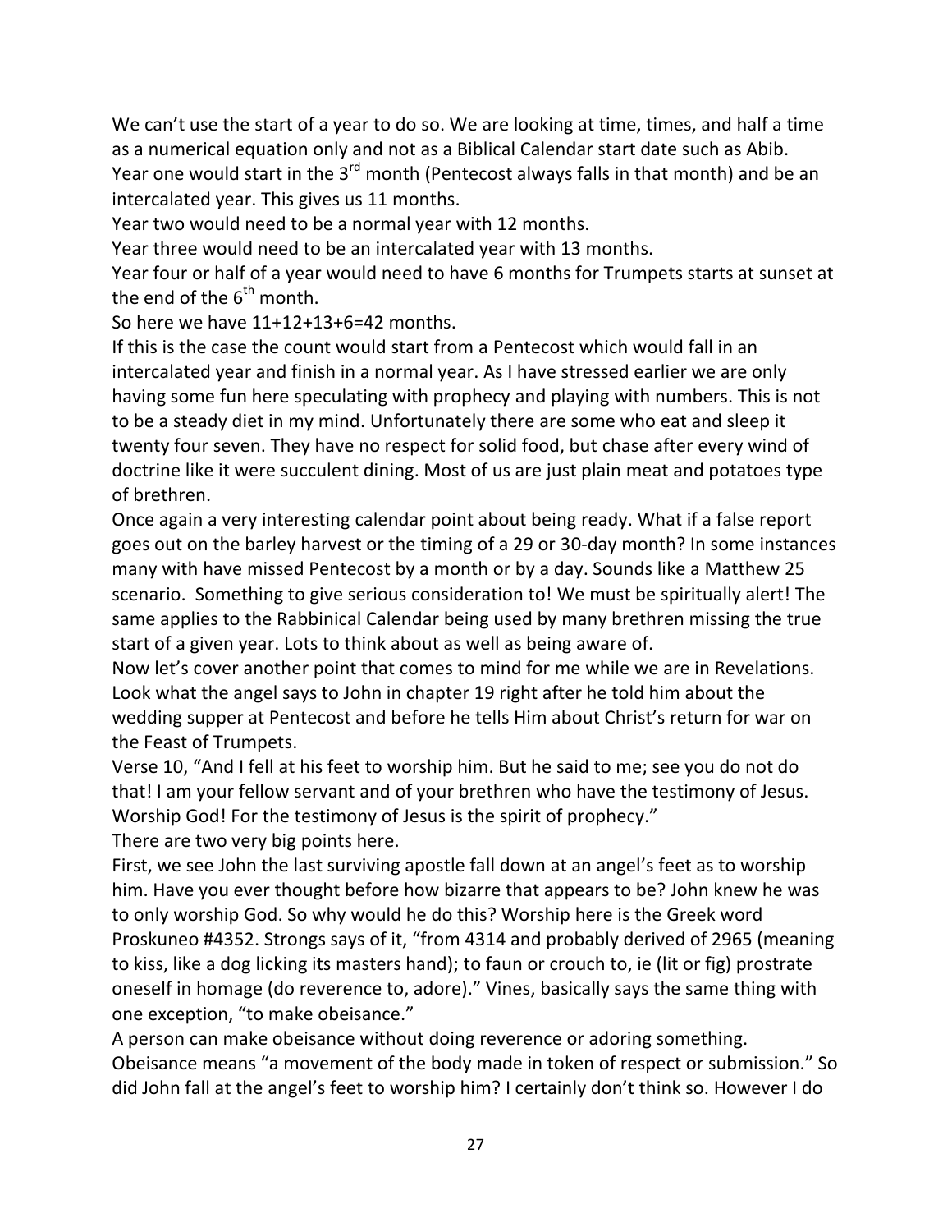We can't use the start of a year to do so. We are looking at time, times, and half a time as a numerical equation only and not as a Biblical Calendar start date such as Abib. Year one would start in the 3rd month (Pentecost always falls in that month) and be an intercalated year. This gives us 11 months.

Year two would need to be a normal year with 12 months.

Year three would need to be an intercalated year with 13 months.

Year four or half of a year would need to have 6 months for Trumpets starts at sunset at the end of the 6th month.

So here we have 11+12+13+6=42 months.

If this is the case the count would start from a Pentecost which would fall in an intercalated year and finish in a normal year. As I have stressed earlier we are only having some fun here speculating with prophecy and playing with numbers. This is not to be a steady diet in my mind. Unfortunately there are some who eat and sleep it twenty four seven. They have no respect for solid food, but chase after every wind of doctrine like it were succulent dining. Most of us are just plain meat and potatoes type of brethren.

Once again a very interesting calendar point about being ready. What if a false report goes out on the barley harvest or the timing of a 29 or 30-day month? In some instances many with have missed Pentecost by a month or by a day. Sounds like a Matthew 25 scenario. Something to give serious consideration to! We must be spiritually alert! The same applies to the Rabbinical Calendar being used by many brethren missing the true start of a given year. Lots to think about as well as being aware of.

Now let's cover another point that comes to mind for me while we are in Revelations. Look what the angel says to John in chapter 19 right after he told him about the wedding supper at Pentecost and before he tells Him about Christ's return for war on the Feast of Trumpets.

Verse 10, "And I fell at his feet to worship him. But he said to me; see you do not do that! I am your fellow servant and of your brethren who have the testimony of Jesus. Worship God! For the testimony of Jesus is the spirit of prophecy."

There are two very big points here.

First, we see John the last surviving apostle fall down at an angel's feet as to worship him. Have you ever thought before how bizarre that appears to be? John knew he was to only worship God. So why would he do this? Worship here is the Greek word Proskuneo #4352. Strongs says of it, "from 4314 and probably derived of 2965 (meaning to kiss, like a dog licking its masters hand); to faun or crouch to, ie (lit or fig) prostrate oneself in homage (do reverence to, adore)." Vines, basically says the same thing with one exception, "to make obeisance."

A person can make obeisance without doing reverence or adoring something. Obeisance means "a movement of the body made in token of respect or submission." So did John fall at the angel's feet to worship him? I certainly don't think so. However I do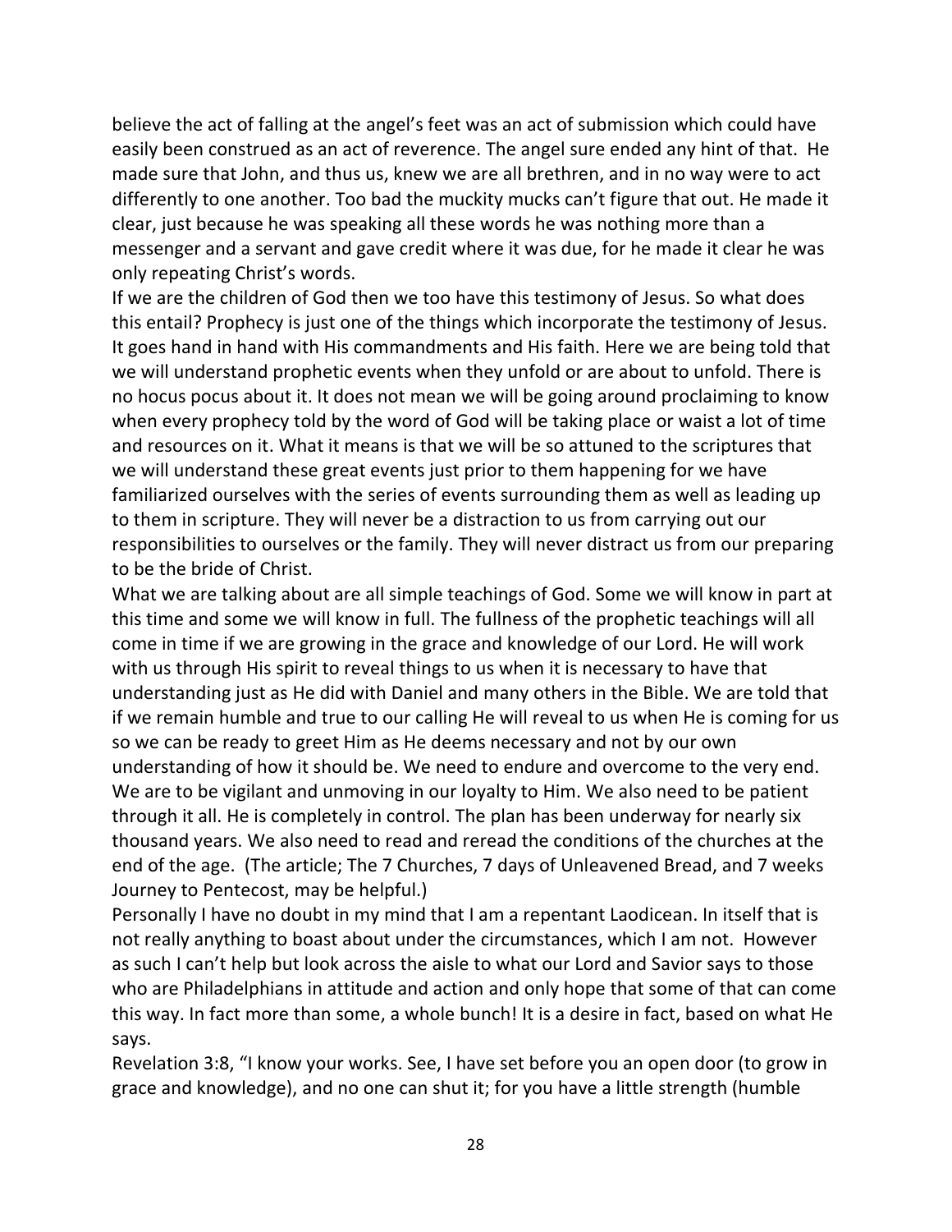believe the act of falling at the angel's feet was an act of submission which could have easily been construed as an act of reverence. The angel sure ended any hint of that. He made sure that John, and thus us, knew we are all brethren, and in no way were to act differently to one another. Too bad the muckity mucks can't figure that out. He made it clear, just because he was speaking all these words he was nothing more than a messenger and a servant and gave credit where it was due, for he made it clear he was only repeating Christ's words.

If we are the children of God then we too have this testimony of Jesus. So what does this entail? Prophecy is just one of the things which incorporate the testimony of Jesus. It goes hand in hand with His commandments and His faith. Here we are being told that we will understand prophetic events when they unfold or are about to unfold. There is no hocus pocus about it. It does not mean we will be going around proclaiming to know when every prophecy told by the word of God will be taking place or waist a lot of time and resources on it. What it means is that we will be so attuned to the scriptures that we will understand these great events just prior to them happening for we have familiarized ourselves with the series of events surrounding them as well as leading up to them in scripture. They will never be a distraction to us from carrying out our responsibilities to ourselves or the family. They will never distract us from our preparing to be the bride of Christ.

What we are talking about are all simple teachings of God. Some we will know in part at this time and some we will know in full. The fullness of the prophetic teachings will all come in time if we are growing in the grace and knowledge of our Lord. He will work with us through His spirit to reveal things to us when it is necessary to have that understanding just as He did with Daniel and many others in the Bible. We are told that if we remain humble and true to our calling He will reveal to us when He is coming for us so we can be ready to greet Him as He deems necessary and not by our own understanding of how it should be. We need to endure and overcome to the very end. We are to be vigilant and unmoving in our loyalty to Him. We also need to be patient through it all. He is completely in control. The plan has been underway for nearly six thousand years. We also need to read and reread the conditions of the churches at the end of the age. (The article; The 7 Churches, 7 days of Unleavened Bread, and 7 weeks Journey to Pentecost, may be helpful.)

Personally I have no doubt in my mind that I am a repentant Laodicean. In itself that is not really anything to boast about under the circumstances, which I am not. However as such I can't help but look across the aisle to what our Lord and Savior says to those who are Philadelphians in attitude and action and only hope that some of that can come this way. In fact more than some, a whole bunch! It is a desire in fact, based on what He says.

Revelation 3:8, "I know your works. See, I have set before you an open door (to grow in grace and knowledge), and no one can shut it; for you have a little strength (humble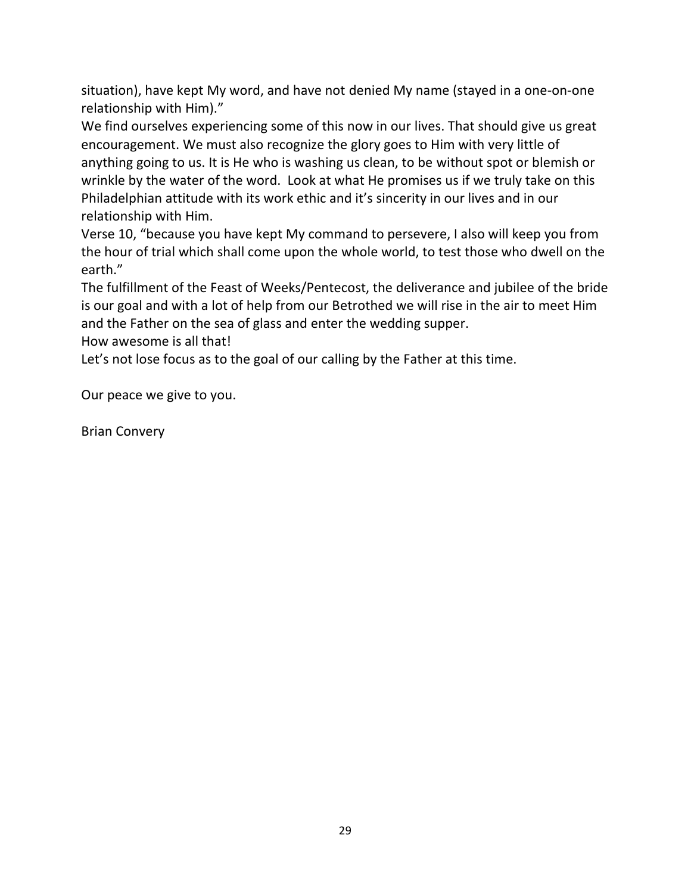situation), have kept My word, and have not denied My name (stayed in a one-on-one relationship with Him)."

We find ourselves experiencing some of this now in our lives. That should give us great encouragement. We must also recognize the glory goes to Him with very little of anything going to us. It is He who is washing us clean, to be without spot or blemish or wrinkle by the water of the word. Look at what He promises us if we truly take on this Philadelphian attitude with its work ethic and it's sincerity in our lives and in our relationship with Him.

Verse 10, "because you have kept My command to persevere, I also will keep you from the hour of trial which shall come upon the whole world, to test those who dwell on the earth."

The fulfillment of the Feast of Weeks/Pentecost, the deliverance and jubilee of the bride is our goal and with a lot of help from our Betrothed we will rise in the air to meet Him and the Father on the sea of glass and enter the wedding supper.

How awesome is all that!

Let's not lose focus as to the goal of our calling by the Father at this time.

Our peace we give to you.

Brian Convery